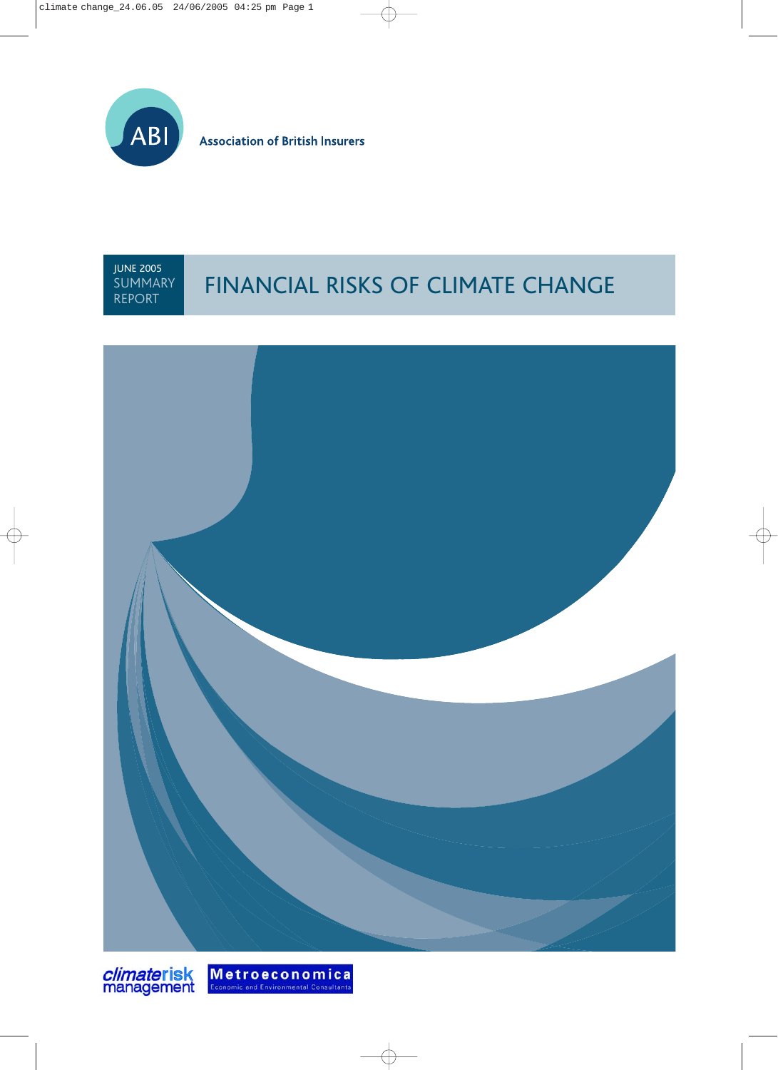ABI

Association of British Insurers

JUNE 2005
SUMMARY
REPORT

# FINANCIAL RISKS OF CLIMATE CHANGE

climaterisk management

Metroeconomica
Economic and Environmental Consultants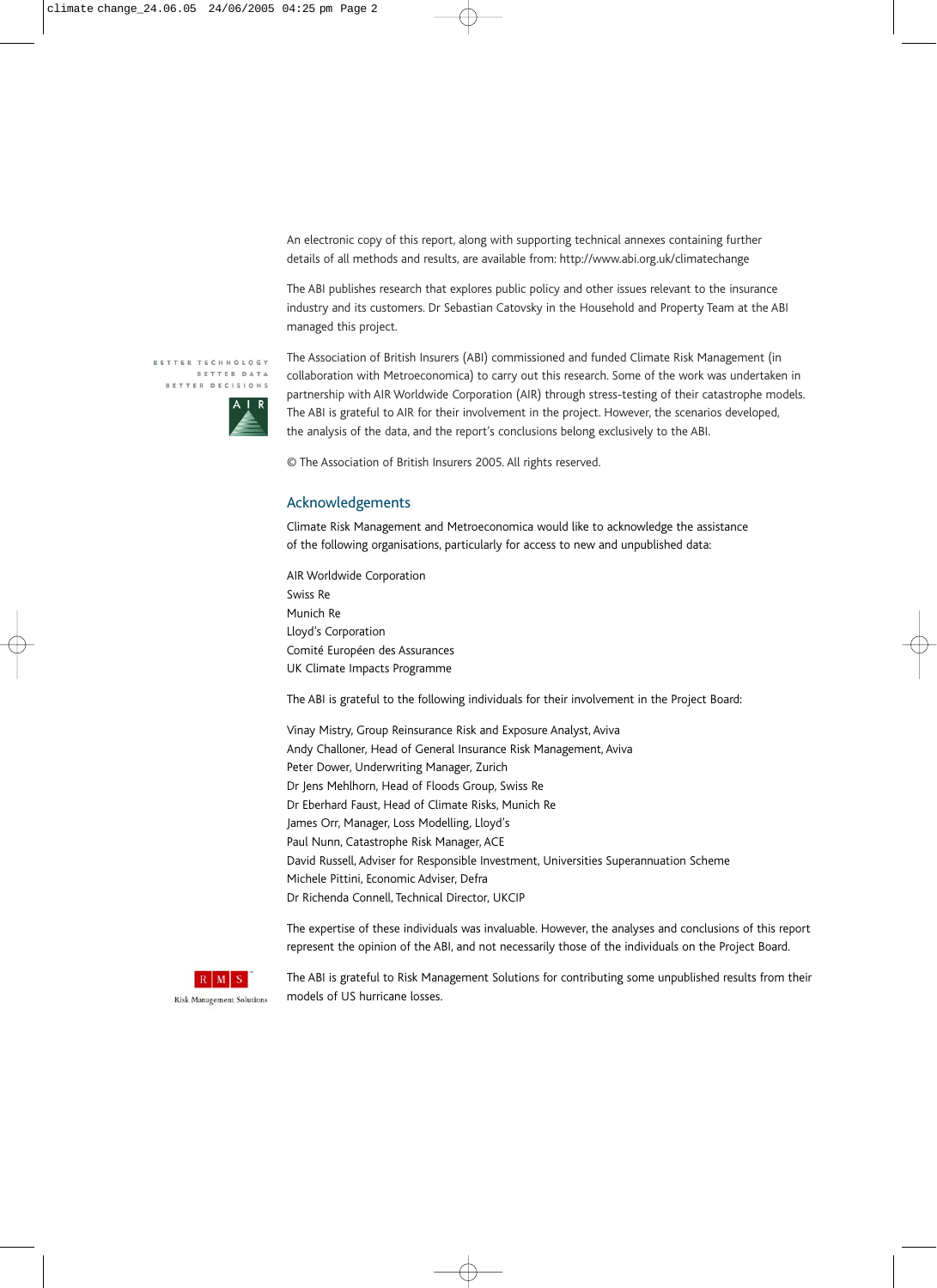An electronic copy of this report, along with supporting technical annexes containing further details of all methods and results, are available from: http://www.abi.org.uk/climatechange

The ABI publishes research that explores public policy and other issues relevant to the insurance industry and its customers. Dr Sebastian Catovsky in the Household and Property Team at the ABI managed this project.

The Association of British Insurers (ABI) commissioned and funded Climate Risk Management (in collaboration with Metroeconomica) to carry out this research. Some of the work was undertaken in partnership with AIR Worldwide Corporation (AIR) through stress-testing of their catastrophe models. The ABI is grateful to AIR for their involvement in the project. However, the scenarios developed, the analysis of the data, and the report's conclusions belong exclusively to the ABI.

© The Association of British Insurers 2005. All rights reserved.

## Acknowledgements

Climate Risk Management and Metroeconomica would like to acknowledge the assistance of the following organisations, particularly for access to new and unpublished data:

AIR Worldwide Corporation
Swiss Re
Munich Re
Lloyd's Corporation
Comité Européen des Assurances
UK Climate Impacts Programme

The ABI is grateful to the following individuals for their involvement in the Project Board:

Vinay Mistry, Group Reinsurance Risk and Exposure Analyst, Aviva
Andy Challoner, Head of General Insurance Risk Management, Aviva
Peter Dower, Underwriting Manager, Zurich
Dr Jens Mehlhorn, Head of Floods Group, Swiss Re
Dr Eberhard Faust, Head of Climate Risks, Munich Re
James Orr, Manager, Loss Modelling, Lloyd's
Paul Nunn, Catastrophe Risk Manager, ACE
David Russell, Adviser for Responsible Investment, Universities Superannuation Scheme
Michele Pittini, Economic Adviser, Defra
Dr Richenda Connell, Technical Director, UKCIP

The expertise of these individuals was invaluable. However, the analyses and conclusions of this report represent the opinion of the ABI, and not necessarily those of the individuals on the Project Board.

The ABI is grateful to Risk Management Solutions for contributing some unpublished results from their models of US hurricane losses.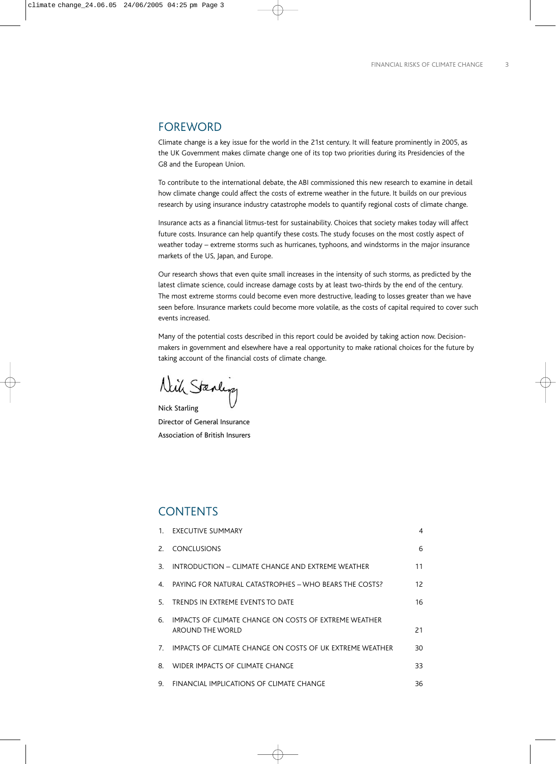## FOREWORD

Climate change is a key issue for the world in the 21st century. It will feature prominently in 2005, as the UK Government makes climate change one of its top two priorities during its Presidencies of the G8 and the European Union.

To contribute to the international debate, the ABI commissioned this new research to examine in detail how climate change could affect the costs of extreme weather in the future. It builds on our previous research by using insurance industry catastrophe models to quantify regional costs of climate change.

Insurance acts as a financial litmus-test for sustainability. Choices that society makes today will affect future costs. Insurance can help quantify these costs. The study focuses on the most costly aspect of weather today – extreme storms such as hurricanes, typhoons, and windstorms in the major insurance markets of the US, Japan, and Europe.

Our research shows that even quite small increases in the intensity of such storms, as predicted by the latest climate science, could increase damage costs by at least two-thirds by the end of the century. The most extreme storms could become even more destructive, leading to losses greater than we have seen before. Insurance markets could become more volatile, as the costs of capital required to cover such events increased.

Many of the potential costs described in this report could be avoided by taking action now. Decision-makers in government and elsewhere have a real opportunity to make rational choices for the future by taking account of the financial costs of climate change.

Nick Starling
Director of General Insurance
Association of British Insurers

## CONTENTS

| | | |
|---|---|---|
| 1. | EXECUTIVE SUMMARY | 4 |
| 2. | CONCLUSIONS | 6 |
| 3. | INTRODUCTION – CLIMATE CHANGE AND EXTREME WEATHER | 11 |
| 4. | PAYING FOR NATURAL CATASTROPHES – WHO BEARS THE COSTS? | 12 |
| 5. | TRENDS IN EXTREME EVENTS TO DATE | 16 |
| 6. | IMPACTS OF CLIMATE CHANGE ON COSTS OF EXTREME WEATHER AROUND THE WORLD | 21 |
| 7. | IMPACTS OF CLIMATE CHANGE ON COSTS OF UK EXTREME WEATHER | 30 |
| 8. | WIDER IMPACTS OF CLIMATE CHANGE | 33 |
| 9. | FINANCIAL IMPLICATIONS OF CLIMATE CHANGE | 36 |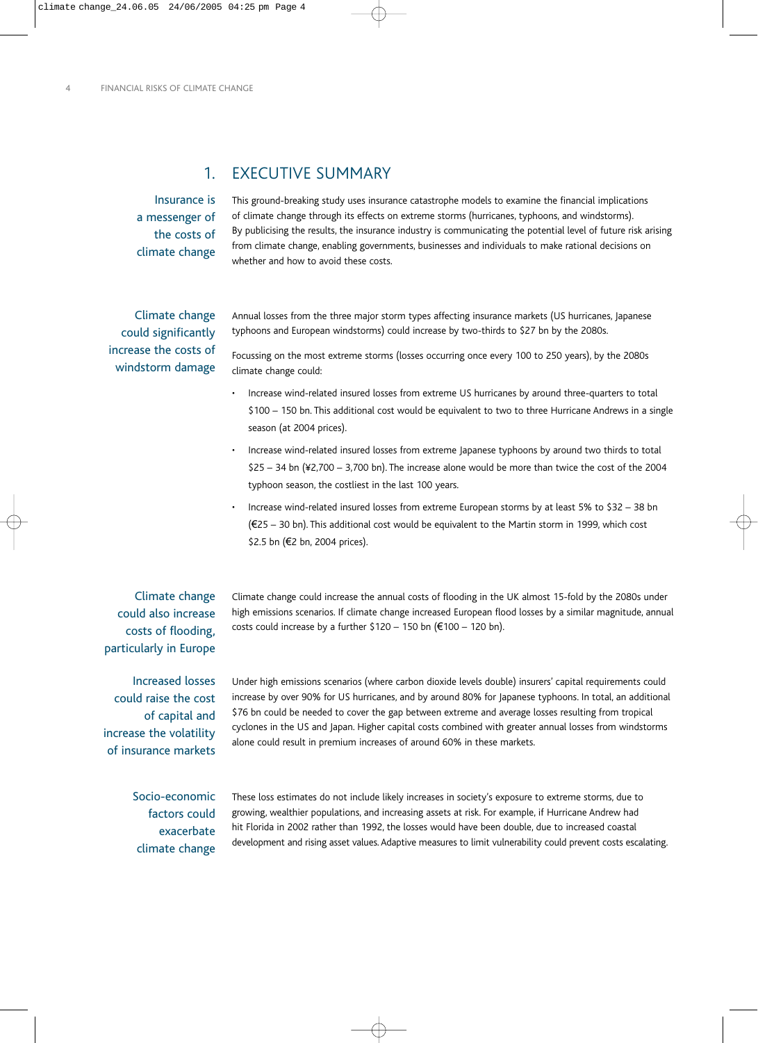# 1. EXECUTIVE SUMMARY

**Insurance is a messenger of the costs of climate change**

This ground-breaking study uses insurance catastrophe models to examine the financial implications of climate change through its effects on extreme storms (hurricanes, typhoons, and windstorms). By publicising the results, the insurance industry is communicating the potential level of future risk arising from climate change, enabling governments, businesses and individuals to make rational decisions on whether and how to avoid these costs.

**Climate change could significantly increase the costs of windstorm damage**

Annual losses from the three major storm types affecting insurance markets (US hurricanes, Japanese typhoons and European windstorms) could increase by two-thirds to $27 bn by the 2080s.

Focussing on the most extreme storms (losses occurring once every 100 to 250 years), by the 2080s climate change could:

- Increase wind-related insured losses from extreme US hurricanes by around three-quarters to total $100 – 150 bn. This additional cost would be equivalent to two to three Hurricane Andrews in a single season (at 2004 prices).
- Increase wind-related insured losses from extreme Japanese typhoons by around two thirds to total $25 – 34 bn (¥2,700 – 3,700 bn). The increase alone would be more than twice the cost of the 2004 typhoon season, the costliest in the last 100 years.
- Increase wind-related insured losses from extreme European storms by at least 5% to $32 – 38 bn (€25 – 30 bn). This additional cost would be equivalent to the Martin storm in 1999, which cost $2.5 bn (€2 bn, 2004 prices).

**Climate change could also increase costs of flooding, particularly in Europe**

Climate change could increase the annual costs of flooding in the UK almost 15-fold by the 2080s under high emissions scenarios. If climate change increased European flood losses by a similar magnitude, annual costs could increase by a further $120 – 150 bn (€100 – 120 bn).

**Increased losses could raise the cost of capital and increase the volatility of insurance markets**

Under high emissions scenarios (where carbon dioxide levels double) insurers' capital requirements could increase by over 90% for US hurricanes, and by around 80% for Japanese typhoons. In total, an additional $76 bn could be needed to cover the gap between extreme and average losses resulting from tropical cyclones in the US and Japan. Higher capital costs combined with greater annual losses from windstorms alone could result in premium increases of around 60% in these markets.

**Socio-economic factors could exacerbate climate change**

These loss estimates do not include likely increases in society's exposure to extreme storms, due to growing, wealthier populations, and increasing assets at risk. For example, if Hurricane Andrew had hit Florida in 2002 rather than 1992, the losses would have been double, due to increased coastal development and rising asset values. Adaptive measures to limit vulnerability could prevent costs escalating.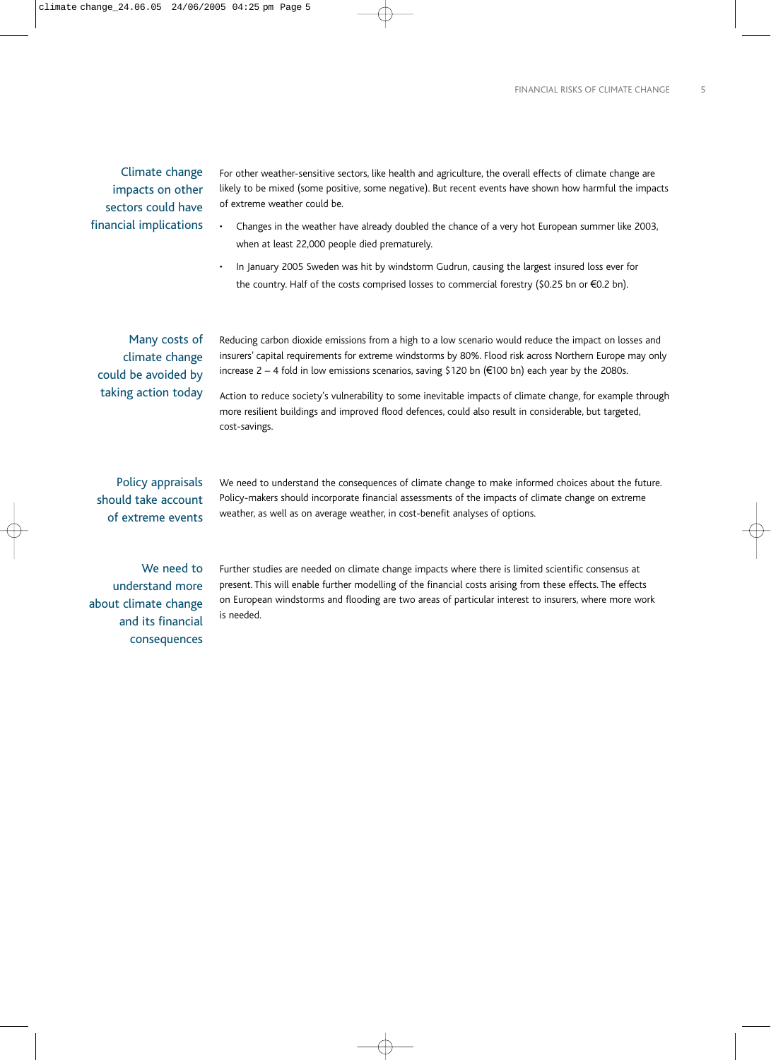### Climate change impacts on other sectors could have financial implications

For other weather-sensitive sectors, like health and agriculture, the overall effects of climate change are likely to be mixed (some positive, some negative). But recent events have shown how harmful the impacts of extreme weather could be.

- Changes in the weather have already doubled the chance of a very hot European summer like 2003, when at least 22,000 people died prematurely.
- In January 2005 Sweden was hit by windstorm Gudrun, causing the largest insured loss ever for the country. Half of the costs comprised losses to commercial forestry ($0.25 bn or €0.2 bn).

### Many costs of climate change could be avoided by taking action today

Reducing carbon dioxide emissions from a high to a low scenario would reduce the impact on losses and insurers' capital requirements for extreme windstorms by 80%. Flood risk across Northern Europe may only increase 2 – 4 fold in low emissions scenarios, saving $120 bn (€100 bn) each year by the 2080s.

Action to reduce society's vulnerability to some inevitable impacts of climate change, for example through more resilient buildings and improved flood defences, could also result in considerable, but targeted, cost-savings.

### Policy appraisals should take account of extreme events

We need to understand the consequences of climate change to make informed choices about the future. Policy-makers should incorporate financial assessments of the impacts of climate change on extreme weather, as well as on average weather, in cost-benefit analyses of options.

### We need to understand more about climate change and its financial consequences

Further studies are needed on climate change impacts where there is limited scientific consensus at present. This will enable further modelling of the financial costs arising from these effects. The effects on European windstorms and flooding are two areas of particular interest to insurers, where more work is needed.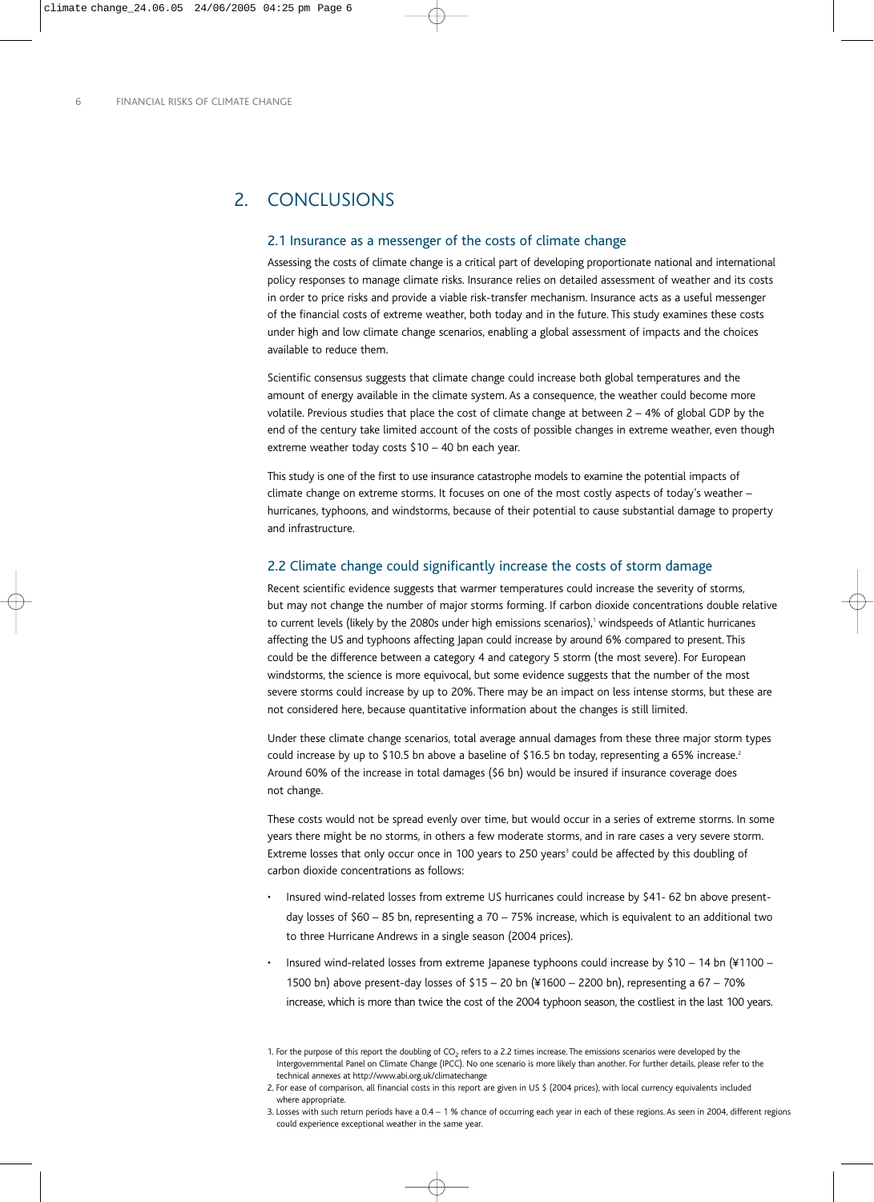## 2. CONCLUSIONS

### 2.1 Insurance as a messenger of the costs of climate change

Assessing the costs of climate change is a critical part of developing proportionate national and international policy responses to manage climate risks. Insurance relies on detailed assessment of weather and its costs in order to price risks and provide a viable risk-transfer mechanism. Insurance acts as a useful messenger of the financial costs of extreme weather, both today and in the future. This study examines these costs under high and low climate change scenarios, enabling a global assessment of impacts and the choices available to reduce them.

Scientific consensus suggests that climate change could increase both global temperatures and the amount of energy available in the climate system. As a consequence, the weather could become more volatile. Previous studies that place the cost of climate change at between 2 – 4% of global GDP by the end of the century take limited account of the costs of possible changes in extreme weather, even though extreme weather today costs $10 – 40 bn each year.

This study is one of the first to use insurance catastrophe models to examine the potential impacts of climate change on extreme storms. It focuses on one of the most costly aspects of today's weather – hurricanes, typhoons, and windstorms, because of their potential to cause substantial damage to property and infrastructure.

### 2.2 Climate change could significantly increase the costs of storm damage

Recent scientific evidence suggests that warmer temperatures could increase the severity of storms, but may not change the number of major storms forming. If carbon dioxide concentrations double relative to current levels (likely by the 2080s under high emissions scenarios),[1] windspeeds of Atlantic hurricanes affecting the US and typhoons affecting Japan could increase by around 6% compared to present. This could be the difference between a category 4 and category 5 storm (the most severe). For European windstorms, the science is more equivocal, but some evidence suggests that the number of the most severe storms could increase by up to 20%. There may be an impact on less intense storms, but these are not considered here, because quantitative information about the changes is still limited.

Under these climate change scenarios, total average annual damages from these three major storm types could increase by up to $10.5 bn above a baseline of $16.5 bn today, representing a 65% increase.[2] Around 60% of the increase in total damages ($6 bn) would be insured if insurance coverage does not change.

These costs would not be spread evenly over time, but would occur in a series of extreme storms. In some years there might be no storms, in others a few moderate storms, and in rare cases a very severe storm. Extreme losses that only occur once in 100 years to 250 years[3] could be affected by this doubling of carbon dioxide concentrations as follows:

- Insured wind-related losses from extreme US hurricanes could increase by $41- 62 bn above present-day losses of $60 – 85 bn, representing a 70 – 75% increase, which is equivalent to an additional two to three Hurricane Andrews in a single season (2004 prices).
- Insured wind-related losses from extreme Japanese typhoons could increase by $10 – 14 bn (¥1100 – 1500 bn) above present-day losses of $15 – 20 bn (¥1600 – 2200 bn), representing a 67 – 70% increase, which is more than twice the cost of the 2004 typhoon season, the costliest in the last 100 years.

1. For the purpose of this report the doubling of $CO_2$ refers to a 2.2 times increase. The emissions scenarios were developed by the Intergovernmental Panel on Climate Change (IPCC). No one scenario is more likely than another. For further details, please refer to the technical annexes at http://www.abi.org.uk/climatechange
2. For ease of comparison, all financial costs in this report are given in US $ (2004 prices), with local currency equivalents included where appropriate.
3. Losses with such return periods have a 0.4 – 1 % chance of occurring each year in each of these regions. As seen in 2004, different regions could experience exceptional weather in the same year.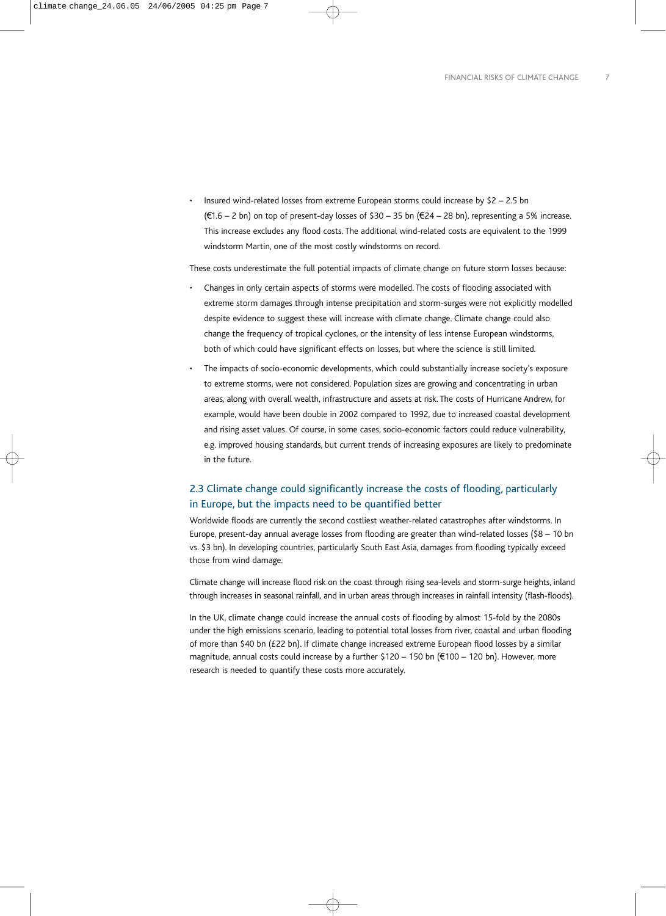- Insured wind-related losses from extreme European storms could increase by $2 – 2.5 bn (€1.6 – 2 bn) on top of present-day losses of $30 – 35 bn (€24 – 28 bn), representing a 5% increase. This increase excludes any flood costs. The additional wind-related costs are equivalent to the 1999 windstorm Martin, one of the most costly windstorms on record.

These costs underestimate the full potential impacts of climate change on future storm losses because:

- Changes in only certain aspects of storms were modelled. The costs of flooding associated with extreme storm damages through intense precipitation and storm-surges were not explicitly modelled despite evidence to suggest these will increase with climate change. Climate change could also change the frequency of tropical cyclones, or the intensity of less intense European windstorms, both of which could have significant effects on losses, but where the science is still limited.
- The impacts of socio-economic developments, which could substantially increase society's exposure to extreme storms, were not considered. Population sizes are growing and concentrating in urban areas, along with overall wealth, infrastructure and assets at risk. The costs of Hurricane Andrew, for example, would have been double in 2002 compared to 1992, due to increased coastal development and rising asset values. Of course, in some cases, socio-economic factors could reduce vulnerability, e.g. improved housing standards, but current trends of increasing exposures are likely to predominate in the future.

## 2.3 Climate change could significantly increase the costs of flooding, particularly in Europe, but the impacts need to be quantified better

Worldwide floods are currently the second costliest weather-related catastrophes after windstorms. In Europe, present-day annual average losses from flooding are greater than wind-related losses ($8 – 10 bn vs. $3 bn). In developing countries, particularly South East Asia, damages from flooding typically exceed those from wind damage.

Climate change will increase flood risk on the coast through rising sea-levels and storm-surge heights, inland through increases in seasonal rainfall, and in urban areas through increases in rainfall intensity (flash-floods).

In the UK, climate change could increase the annual costs of flooding by almost 15-fold by the 2080s under the high emissions scenario, leading to potential total losses from river, coastal and urban flooding of more than $40 bn (£22 bn). If climate change increased extreme European flood losses by a similar magnitude, annual costs could increase by a further $120 – 150 bn (€100 – 120 bn). However, more research is needed to quantify these costs more accurately.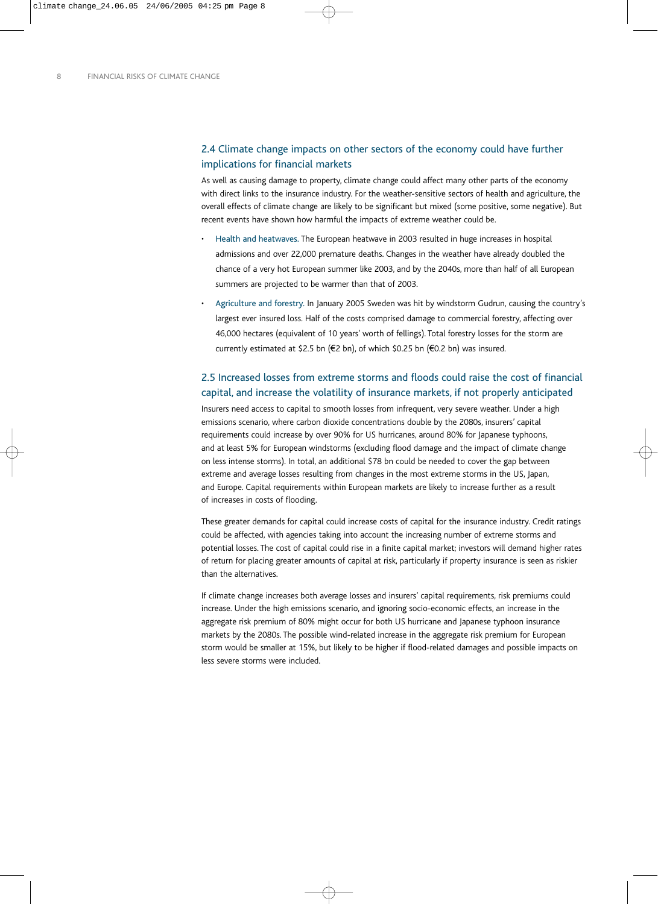## 2.4 Climate change impacts on other sectors of the economy could have further implications for financial markets

As well as causing damage to property, climate change could affect many other parts of the economy with direct links to the insurance industry. For the weather-sensitive sectors of health and agriculture, the overall effects of climate change are likely to be significant but mixed (some positive, some negative). But recent events have shown how harmful the impacts of extreme weather could be.

- Health and heatwaves. The European heatwave in 2003 resulted in huge increases in hospital admissions and over 22,000 premature deaths. Changes in the weather have already doubled the chance of a very hot European summer like 2003, and by the 2040s, more than half of all European summers are projected to be warmer than that of 2003.
- Agriculture and forestry. In January 2005 Sweden was hit by windstorm Gudrun, causing the country's largest ever insured loss. Half of the costs comprised damage to commercial forestry, affecting over 46,000 hectares (equivalent of 10 years' worth of fellings). Total forestry losses for the storm are currently estimated at $2.5 bn (€2 bn), of which $0.25 bn (€0.2 bn) was insured.

## 2.5 Increased losses from extreme storms and floods could raise the cost of financial capital, and increase the volatility of insurance markets, if not properly anticipated

Insurers need access to capital to smooth losses from infrequent, very severe weather. Under a high emissions scenario, where carbon dioxide concentrations double by the 2080s, insurers' capital requirements could increase by over 90% for US hurricanes, around 80% for Japanese typhoons, and at least 5% for European windstorms (excluding flood damage and the impact of climate change on less intense storms). In total, an additional $78 bn could be needed to cover the gap between extreme and average losses resulting from changes in the most extreme storms in the US, Japan, and Europe. Capital requirements within European markets are likely to increase further as a result of increases in costs of flooding.

These greater demands for capital could increase costs of capital for the insurance industry. Credit ratings could be affected, with agencies taking into account the increasing number of extreme storms and potential losses. The cost of capital could rise in a finite capital market; investors will demand higher rates of return for placing greater amounts of capital at risk, particularly if property insurance is seen as riskier than the alternatives.

If climate change increases both average losses and insurers' capital requirements, risk premiums could increase. Under the high emissions scenario, and ignoring socio-economic effects, an increase in the aggregate risk premium of 80% might occur for both US hurricane and Japanese typhoon insurance markets by the 2080s. The possible wind-related increase in the aggregate risk premium for European storm would be smaller at 15%, but likely to be higher if flood-related damages and possible impacts on less severe storms were included.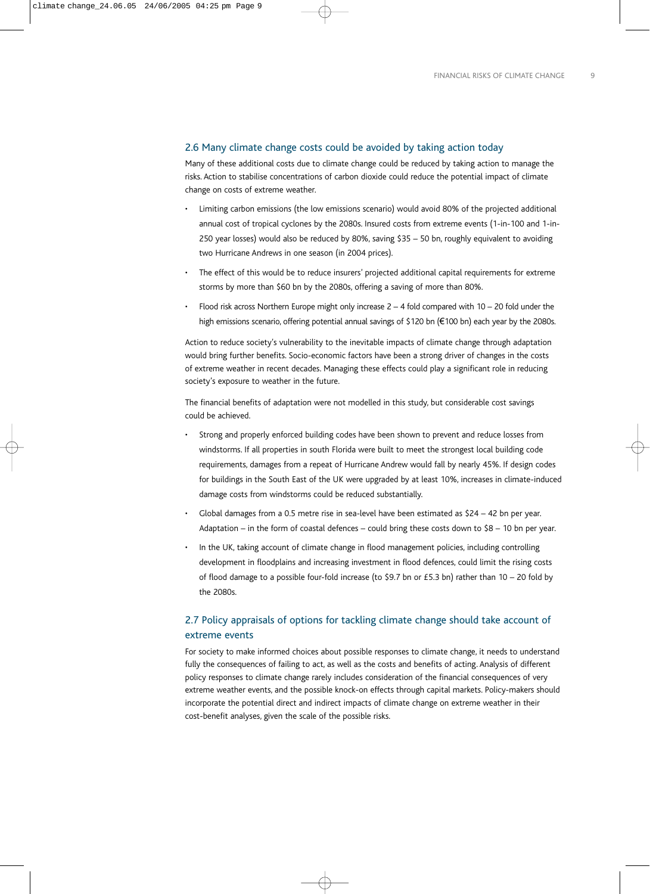## 2.6 Many climate change costs could be avoided by taking action today

Many of these additional costs due to climate change could be reduced by taking action to manage the risks. Action to stabilise concentrations of carbon dioxide could reduce the potential impact of climate change on costs of extreme weather.

- Limiting carbon emissions (the low emissions scenario) would avoid 80% of the projected additional annual cost of tropical cyclones by the 2080s. Insured costs from extreme events (1-in-100 and 1-in-250 year losses) would also be reduced by 80%, saving $35 – 50 bn, roughly equivalent to avoiding two Hurricane Andrews in one season (in 2004 prices).
- The effect of this would be to reduce insurers' projected additional capital requirements for extreme storms by more than $60 bn by the 2080s, offering a saving of more than 80%.
- Flood risk across Northern Europe might only increase 2 – 4 fold compared with 10 – 20 fold under the high emissions scenario, offering potential annual savings of $120 bn (€100 bn) each year by the 2080s.

Action to reduce society's vulnerability to the inevitable impacts of climate change through adaptation would bring further benefits. Socio-economic factors have been a strong driver of changes in the costs of extreme weather in recent decades. Managing these effects could play a significant role in reducing society's exposure to weather in the future.

The financial benefits of adaptation were not modelled in this study, but considerable cost savings could be achieved.

- Strong and properly enforced building codes have been shown to prevent and reduce losses from windstorms. If all properties in south Florida were built to meet the strongest local building code requirements, damages from a repeat of Hurricane Andrew would fall by nearly 45%. If design codes for buildings in the South East of the UK were upgraded by at least 10%, increases in climate-induced damage costs from windstorms could be reduced substantially.
- Global damages from a 0.5 metre rise in sea-level have been estimated as $24 – 42 bn per year. Adaptation – in the form of coastal defences – could bring these costs down to $8 – 10 bn per year.
- In the UK, taking account of climate change in flood management policies, including controlling development in floodplains and increasing investment in flood defences, could limit the rising costs of flood damage to a possible four-fold increase (to $9.7 bn or £5.3 bn) rather than 10 – 20 fold by the 2080s.

## 2.7 Policy appraisals of options for tackling climate change should take account of extreme events

For society to make informed choices about possible responses to climate change, it needs to understand fully the consequences of failing to act, as well as the costs and benefits of acting. Analysis of different policy responses to climate change rarely includes consideration of the financial consequences of very extreme weather events, and the possible knock-on effects through capital markets. Policy-makers should incorporate the potential direct and indirect impacts of climate change on extreme weather in their cost-benefit analyses, given the scale of the possible risks.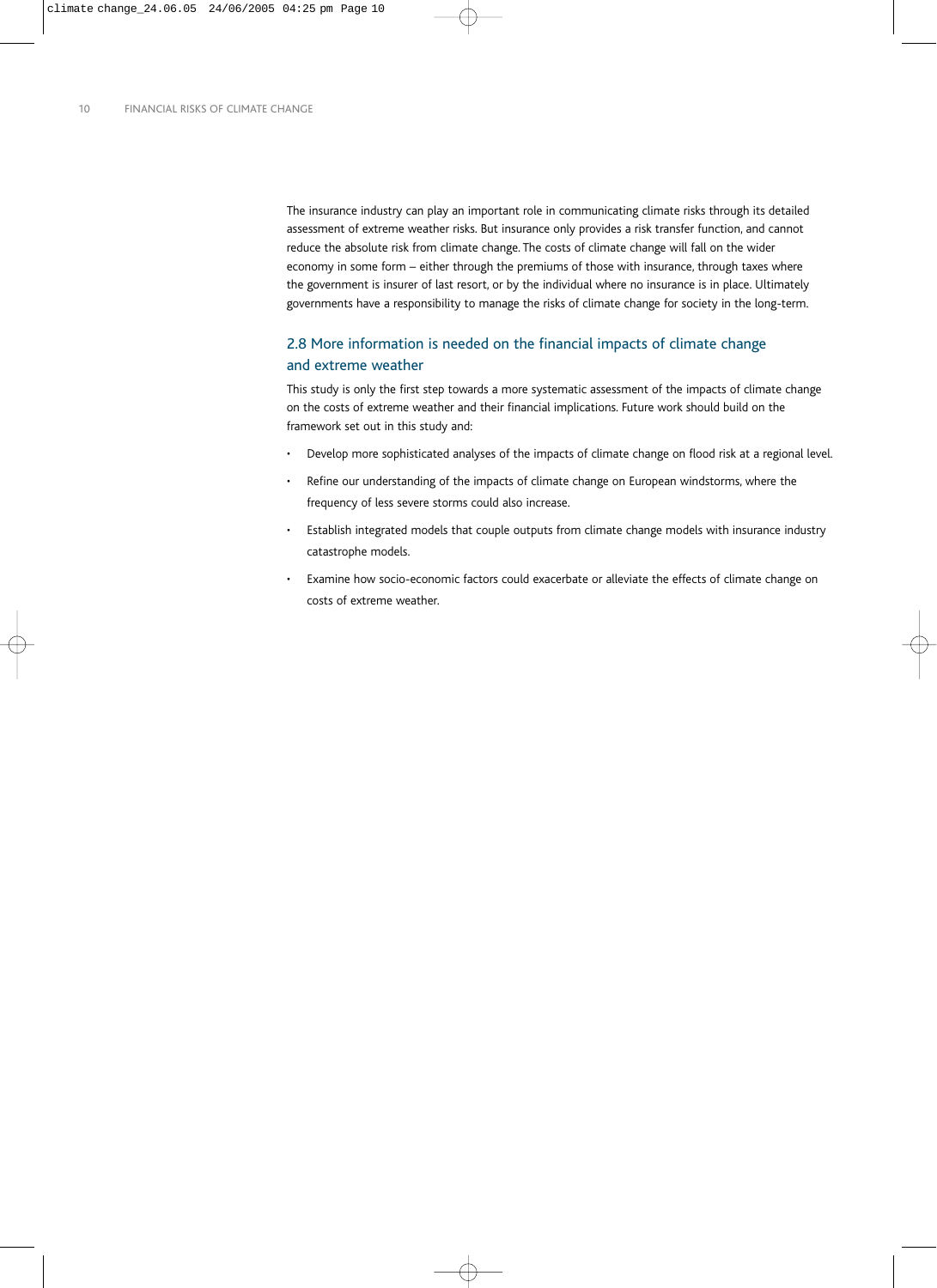The insurance industry can play an important role in communicating climate risks through its detailed assessment of extreme weather risks. But insurance only provides a risk transfer function, and cannot reduce the absolute risk from climate change. The costs of climate change will fall on the wider economy in some form – either through the premiums of those with insurance, through taxes where the government is insurer of last resort, or by the individual where no insurance is in place. Ultimately governments have a responsibility to manage the risks of climate change for society in the long-term.

## 2.8 More information is needed on the financial impacts of climate change and extreme weather

This study is only the first step towards a more systematic assessment of the impacts of climate change on the costs of extreme weather and their financial implications. Future work should build on the framework set out in this study and:

- Develop more sophisticated analyses of the impacts of climate change on flood risk at a regional level.
- Refine our understanding of the impacts of climate change on European windstorms, where the frequency of less severe storms could also increase.
- Establish integrated models that couple outputs from climate change models with insurance industry catastrophe models.
- Examine how socio-economic factors could exacerbate or alleviate the effects of climate change on costs of extreme weather.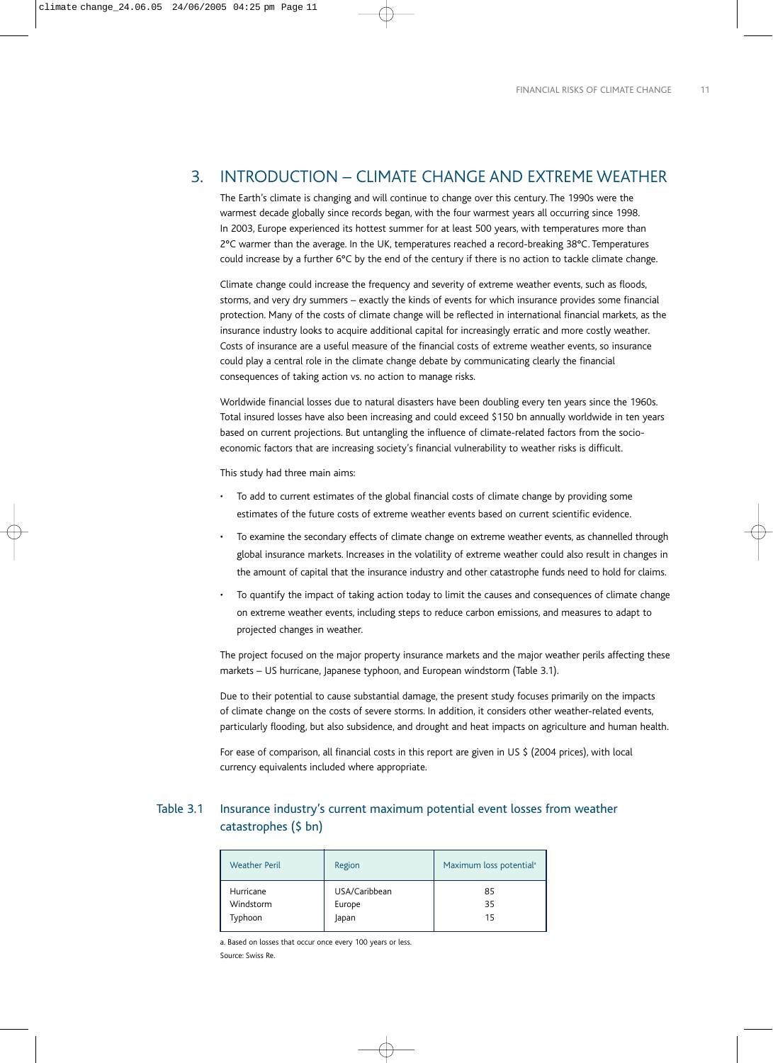## 3. INTRODUCTION – CLIMATE CHANGE AND EXTREME WEATHER

The Earth's climate is changing and will continue to change over this century. The 1990s were the warmest decade globally since records began, with the four warmest years all occurring since 1998. In 2003, Europe experienced its hottest summer for at least 500 years, with temperatures more than 2°C warmer than the average. In the UK, temperatures reached a record-breaking 38°C. Temperatures could increase by a further 6°C by the end of the century if there is no action to tackle climate change.

Climate change could increase the frequency and severity of extreme weather events, such as floods, storms, and very dry summers – exactly the kinds of events for which insurance provides some financial protection. Many of the costs of climate change will be reflected in international financial markets, as the insurance industry looks to acquire additional capital for increasingly erratic and more costly weather. Costs of insurance are a useful measure of the financial costs of extreme weather events, so insurance could play a central role in the climate change debate by communicating clearly the financial consequences of taking action vs. no action to manage risks.

Worldwide financial losses due to natural disasters have been doubling every ten years since the 1960s. Total insured losses have also been increasing and could exceed $150 bn annually worldwide in ten years based on current projections. But untangling the influence of climate-related factors from the socio-economic factors that are increasing society's financial vulnerability to weather risks is difficult.

This study had three main aims:

- To add to current estimates of the global financial costs of climate change by providing some estimates of the future costs of extreme weather events based on current scientific evidence.
- To examine the secondary effects of climate change on extreme weather events, as channelled through global insurance markets. Increases in the volatility of extreme weather could also result in changes in the amount of capital that the insurance industry and other catastrophe funds need to hold for claims.
- To quantify the impact of taking action today to limit the causes and consequences of climate change on extreme weather events, including steps to reduce carbon emissions, and measures to adapt to projected changes in weather.

The project focused on the major property insurance markets and the major weather perils affecting these markets – US hurricane, Japanese typhoon, and European windstorm (Table 3.1).

Due to their potential to cause substantial damage, the present study focuses primarily on the impacts of climate change on the costs of severe storms. In addition, it considers other weather-related events, particularly flooding, but also subsidence, and drought and heat impacts on agriculture and human health.

For ease of comparison, all financial costs in this report are given in US $ (2004 prices), with local currency equivalents included where appropriate.

**Table 3.1** Insurance industry's current maximum potential event losses from weather catastrophes ($ bn)

| Weather Peril | Region | Maximum loss potential[a] |
|---|---|---|
| Hurricane | USA/Caribbean | 85 |
| Windstorm | Europe | 35 |
| Typhoon | Japan | 15 |

a. Based on losses that occur once every 100 years or less.

Source: Swiss Re.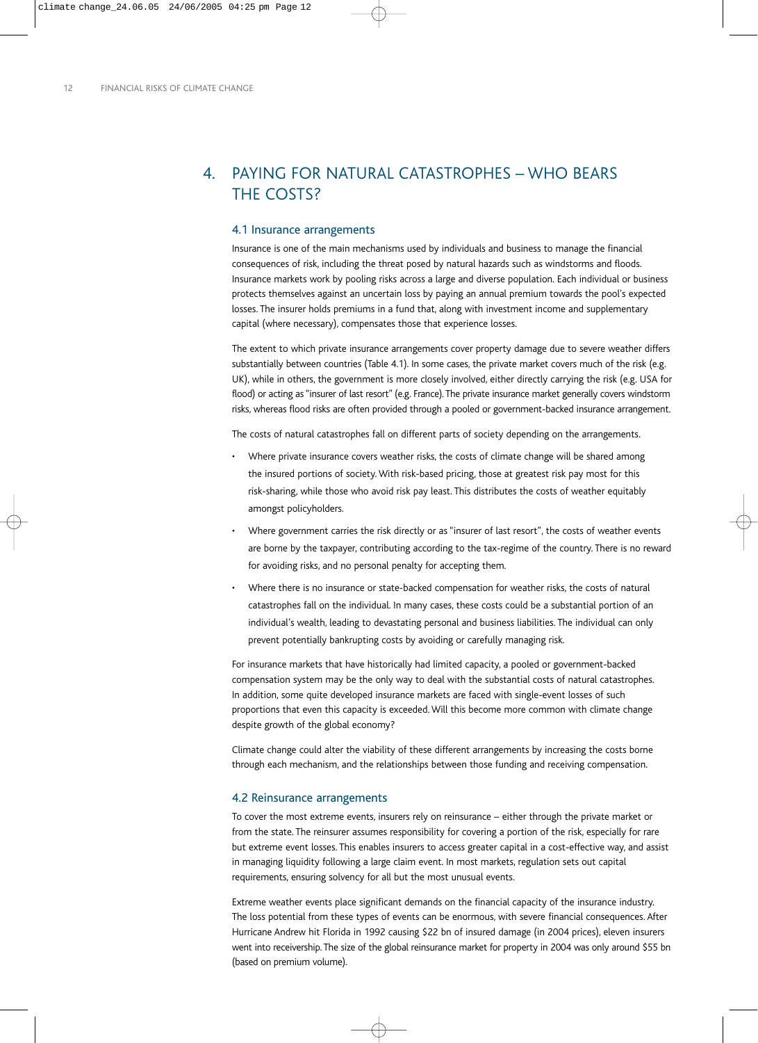# 4. PAYING FOR NATURAL CATASTROPHES – WHO BEARS THE COSTS?

## 4.1 Insurance arrangements

Insurance is one of the main mechanisms used by individuals and business to manage the financial consequences of risk, including the threat posed by natural hazards such as windstorms and floods. Insurance markets work by pooling risks across a large and diverse population. Each individual or business protects themselves against an uncertain loss by paying an annual premium towards the pool's expected losses. The insurer holds premiums in a fund that, along with investment income and supplementary capital (where necessary), compensates those that experience losses.

The extent to which private insurance arrangements cover property damage due to severe weather differs substantially between countries (Table 4.1). In some cases, the private market covers much of the risk (e.g. UK), while in others, the government is more closely involved, either directly carrying the risk (e.g. USA for flood) or acting as "insurer of last resort" (e.g. France). The private insurance market generally covers windstorm risks, whereas flood risks are often provided through a pooled or government-backed insurance arrangement.

The costs of natural catastrophes fall on different parts of society depending on the arrangements.

- Where private insurance covers weather risks, the costs of climate change will be shared among the insured portions of society. With risk-based pricing, those at greatest risk pay most for this risk-sharing, while those who avoid risk pay least. This distributes the costs of weather equitably amongst policyholders.
- Where government carries the risk directly or as "insurer of last resort", the costs of weather events are borne by the taxpayer, contributing according to the tax-regime of the country. There is no reward for avoiding risks, and no personal penalty for accepting them.
- Where there is no insurance or state-backed compensation for weather risks, the costs of natural catastrophes fall on the individual. In many cases, these costs could be a substantial portion of an individual's wealth, leading to devastating personal and business liabilities. The individual can only prevent potentially bankrupting costs by avoiding or carefully managing risk.

For insurance markets that have historically had limited capacity, a pooled or government-backed compensation system may be the only way to deal with the substantial costs of natural catastrophes. In addition, some quite developed insurance markets are faced with single-event losses of such proportions that even this capacity is exceeded. Will this become more common with climate change despite growth of the global economy?

Climate change could alter the viability of these different arrangements by increasing the costs borne through each mechanism, and the relationships between those funding and receiving compensation.

## 4.2 Reinsurance arrangements

To cover the most extreme events, insurers rely on reinsurance – either through the private market or from the state. The reinsurer assumes responsibility for covering a portion of the risk, especially for rare but extreme event losses. This enables insurers to access greater capital in a cost-effective way, and assist in managing liquidity following a large claim event. In most markets, regulation sets out capital requirements, ensuring solvency for all but the most unusual events.

Extreme weather events place significant demands on the financial capacity of the insurance industry. The loss potential from these types of events can be enormous, with severe financial consequences. After Hurricane Andrew hit Florida in 1992 causing $22 bn of insured damage (in 2004 prices), eleven insurers went into receivership. The size of the global reinsurance market for property in 2004 was only around $55 bn (based on premium volume).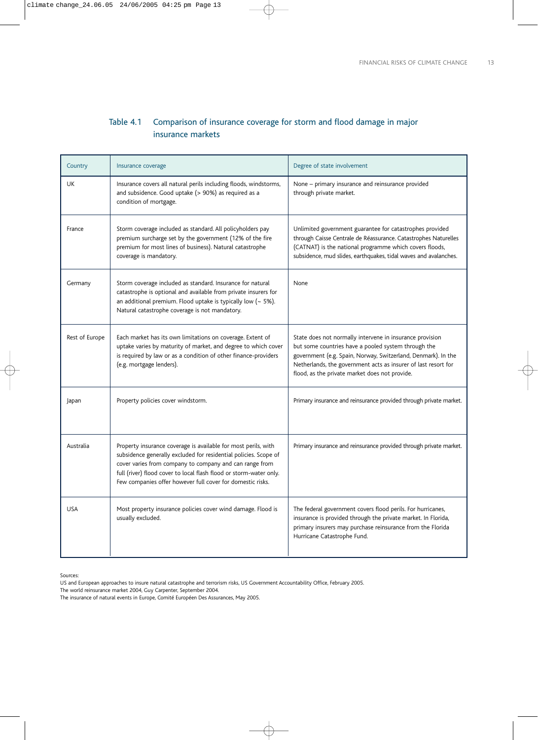### Table 4.1 Comparison of insurance coverage for storm and flood damage in major insurance markets

| Country | Insurance coverage | Degree of state involvement |
|---|---|---|
| UK | Insurance covers all natural perils including floods, windstorms, and subsidence. Good uptake (> 90%) as required as a condition of mortgage. | None – primary insurance and reinsurance provided through private market. |
| France | Storm coverage included as standard. All policyholders pay premium surcharge set by the government (12% of the fire premium for most lines of business). Natural catastrophe coverage is mandatory. | Unlimited government guarantee for catastrophes provided through Caisse Centrale de Réassurance. Catastrophes Naturelles (CATNAT) is the national programme which covers floods, subsidence, mud slides, earthquakes, tidal waves and avalanches. |
| Germany | Storm coverage included as standard. Insurance for natural catastrophe is optional and available from private insurers for an additional premium. Flood uptake is typically low (~ 5%). Natural catastrophe coverage is not mandatory. | None |
| Rest of Europe | Each market has its own limitations on coverage. Extent of uptake varies by maturity of market, and degree to which cover is required by law or as a condition of other finance-providers (e.g. mortgage lenders). | State does not normally intervene in insurance provision but some countries have a pooled system through the government (e.g. Spain, Norway, Switzerland, Denmark). In the Netherlands, the government acts as insurer of last resort for flood, as the private market does not provide. |
| Japan | Property policies cover windstorm. | Primary insurance and reinsurance provided through private market. |
| Australia | Property insurance coverage is available for most perils, with subsidence generally excluded for residential policies. Scope of cover varies from company to company and can range from full (river) flood cover to local flash flood or storm-water only. Few companies offer however full cover for domestic risks. | Primary insurance and reinsurance provided through private market. |
| USA | Most property insurance policies cover wind damage. Flood is usually excluded. | The federal government covers flood perils. For hurricanes, insurance is provided through the private market. In Florida, primary insurers may purchase reinsurance from the Florida Hurricane Catastrophe Fund. |

Sources:
US and European approaches to insure natural catastrophe and terrorism risks, US Government Accountability Office, February 2005.
The world reinsurance market 2004, Guy Carpenter, September 2004.
The insurance of natural events in Europe, Comité Européen Des Assurances, May 2005.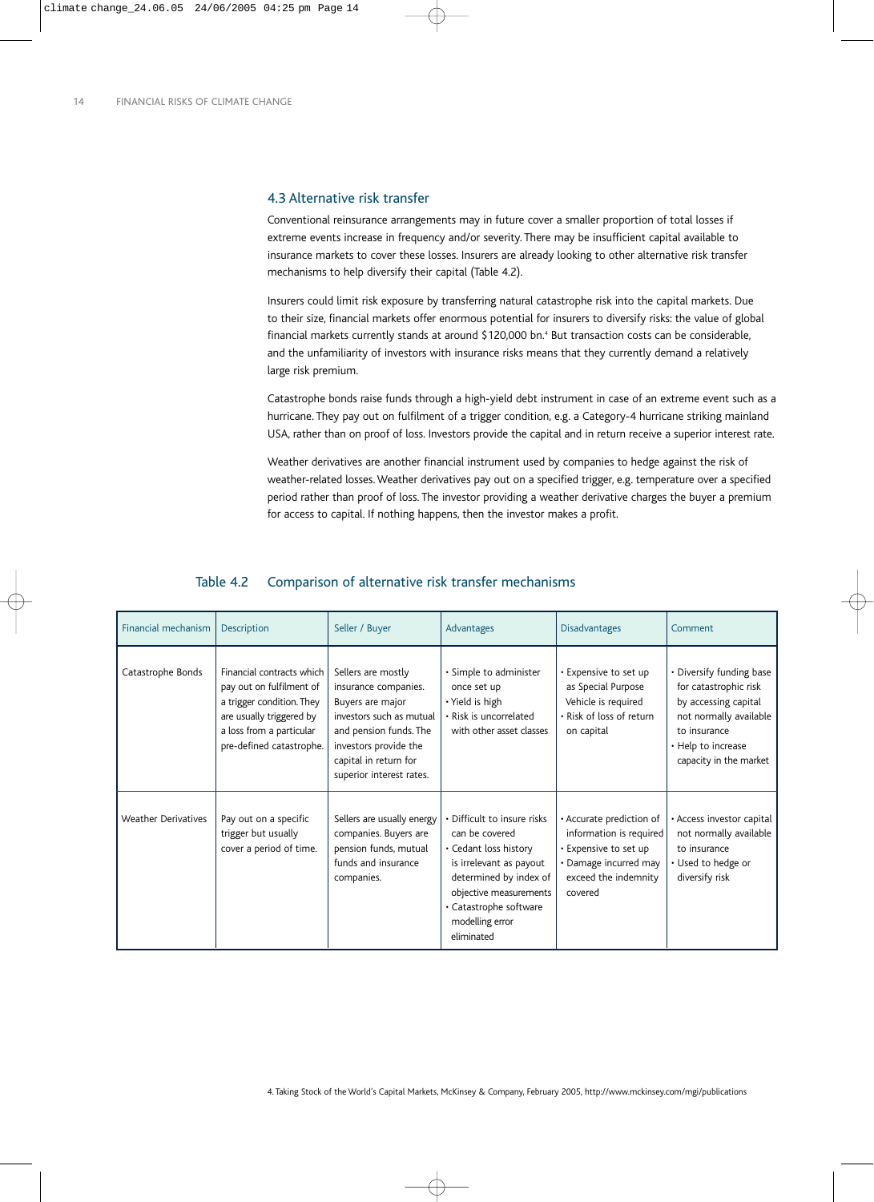### 4.3 Alternative risk transfer

Conventional reinsurance arrangements may in future cover a smaller proportion of total losses if extreme events increase in frequency and/or severity. There may be insufficient capital available to insurance markets to cover these losses. Insurers are already looking to other alternative risk transfer mechanisms to help diversify their capital (Table 4.2).

Insurers could limit risk exposure by transferring natural catastrophe risk into the capital markets. Due to their size, financial markets offer enormous potential for insurers to diversify risks: the value of global financial markets currently stands at around $120,000 bn.[4] But transaction costs can be considerable, and the unfamiliarity of investors with insurance risks means that they currently demand a relatively large risk premium.

Catastrophe bonds raise funds through a high-yield debt instrument in case of an extreme event such as a hurricane. They pay out on fulfilment of a trigger condition, e.g. a Category-4 hurricane striking mainland USA, rather than on proof of loss. Investors provide the capital and in return receive a superior interest rate.

Weather derivatives are another financial instrument used by companies to hedge against the risk of weather-related losses. Weather derivatives pay out on a specified trigger, e.g. temperature over a specified period rather than proof of loss. The investor providing a weather derivative charges the buyer a premium for access to capital. If nothing happens, then the investor makes a profit.

Table 4.2 Comparison of alternative risk transfer mechanisms

| Financial mechanism | Description | Seller / Buyer | Advantages | Disadvantages | Comment |
|---|---|---|---|---|---|
| Catastrophe Bonds | Financial contracts which pay out on fulfilment of a trigger condition. They are usually triggered by a loss from a particular pre-defined catastrophe. | Sellers are mostly insurance companies. Buyers are major investors such as mutual and pension funds. The investors provide the capital in return for superior interest rates. | • Simple to administer once set up<br>• Yield is high<br>• Risk is uncorrelated with other asset classes | • Expensive to set up as Special Purpose Vehicle is required<br>• Risk of loss of return on capital | • Diversify funding base for catastrophic risk by accessing capital not normally available to insurance<br>• Help to increase capacity in the market |
| Weather Derivatives | Pay out on a specific trigger but usually cover a period of time. | Sellers are usually energy companies. Buyers are pension funds, mutual funds and insurance companies. | • Difficult to insure risks can be covered<br>• Cedant loss history is irrelevant as payout determined by index of objective measurements<br>• Catastrophe software modelling error eliminated | • Accurate prediction of information is required<br>• Expensive to set up<br>• Damage incurred may exceed the indemnity covered | • Access investor capital not normally available to insurance<br>• Used to hedge or diversify risk |

4. Taking Stock of the World's Capital Markets, McKinsey & Company, February 2005, http://www.mckinsey.com/mgi/publications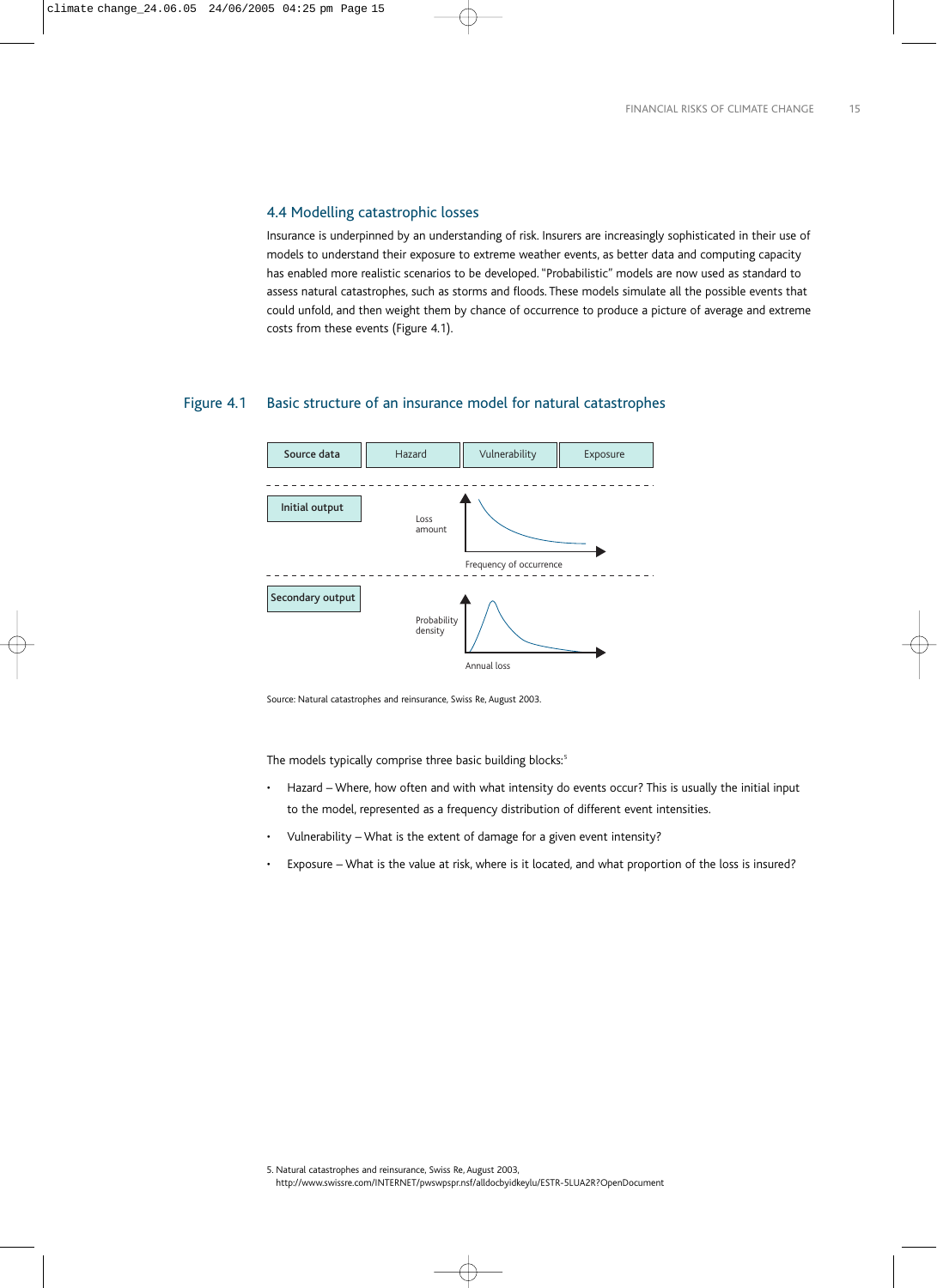## 4.4 Modelling catastrophic losses

Insurance is underpinned by an understanding of risk. Insurers are increasingly sophisticated in their use of models to understand their exposure to extreme weather events, as better data and computing capacity has enabled more realistic scenarios to be developed. "Probabilistic" models are now used as standard to assess natural catastrophes, such as storms and floods. These models simulate all the possible events that could unfold, and then weight them by chance of occurrence to produce a picture of average and extreme costs from these events (Figure 4.1).

**Figure 4.1** Basic structure of an insurance model for natural catastrophes

| Source data | Hazard | Vulnerability | Exposure |
|---|---|---|---|

**Initial output** — Loss amount vs. Frequency of occurrence

**Secondary output** — Probability density vs. Annual loss

Source: Natural catastrophes and reinsurance, Swiss Re, August 2003.

The models typically comprise three basic building blocks:[5]

- Hazard – Where, how often and with what intensity do events occur? This is usually the initial input to the model, represented as a frequency distribution of different event intensities.
- Vulnerability – What is the extent of damage for a given event intensity?
- Exposure – What is the value at risk, where is it located, and what proportion of the loss is insured?

5. Natural catastrophes and reinsurance, Swiss Re, August 2003, http://www.swissre.com/INTERNET/pwswpspr.nsf/alldocbyidkeylu/ESTR-5LUA2R?OpenDocument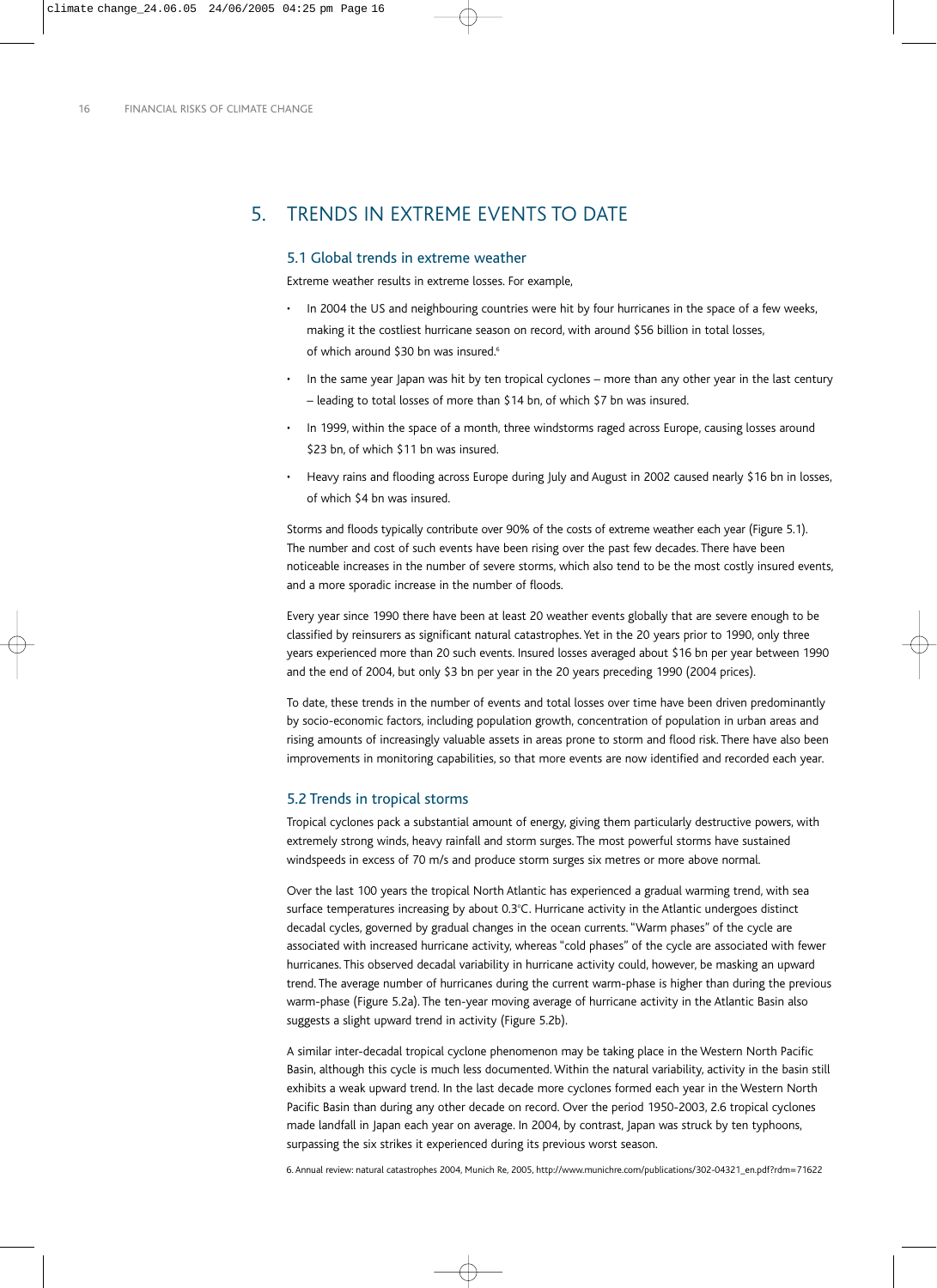# 5. TRENDS IN EXTREME EVENTS TO DATE

## 5.1 Global trends in extreme weather

Extreme weather results in extreme losses. For example,

- In 2004 the US and neighbouring countries were hit by four hurricanes in the space of a few weeks, making it the costliest hurricane season on record, with around $56 billion in total losses, of which around $30 bn was insured.[6]
- In the same year Japan was hit by ten tropical cyclones – more than any other year in the last century – leading to total losses of more than $14 bn, of which $7 bn was insured.
- In 1999, within the space of a month, three windstorms raged across Europe, causing losses around $23 bn, of which $11 bn was insured.
- Heavy rains and flooding across Europe during July and August in 2002 caused nearly $16 bn in losses, of which $4 bn was insured.

Storms and floods typically contribute over 90% of the costs of extreme weather each year (Figure 5.1). The number and cost of such events have been rising over the past few decades. There have been noticeable increases in the number of severe storms, which also tend to be the most costly insured events, and a more sporadic increase in the number of floods.

Every year since 1990 there have been at least 20 weather events globally that are severe enough to be classified by reinsurers as significant natural catastrophes. Yet in the 20 years prior to 1990, only three years experienced more than 20 such events. Insured losses averaged about $16 bn per year between 1990 and the end of 2004, but only $3 bn per year in the 20 years preceding 1990 (2004 prices).

To date, these trends in the number of events and total losses over time have been driven predominantly by socio-economic factors, including population growth, concentration of population in urban areas and rising amounts of increasingly valuable assets in areas prone to storm and flood risk. There have also been improvements in monitoring capabilities, so that more events are now identified and recorded each year.

## 5.2 Trends in tropical storms

Tropical cyclones pack a substantial amount of energy, giving them particularly destructive powers, with extremely strong winds, heavy rainfall and storm surges. The most powerful storms have sustained windspeeds in excess of 70 m/s and produce storm surges six metres or more above normal.

Over the last 100 years the tropical North Atlantic has experienced a gradual warming trend, with sea surface temperatures increasing by about 0.3°C. Hurricane activity in the Atlantic undergoes distinct decadal cycles, governed by gradual changes in the ocean currents. "Warm phases" of the cycle are associated with increased hurricane activity, whereas "cold phases" of the cycle are associated with fewer hurricanes. This observed decadal variability in hurricane activity could, however, be masking an upward trend. The average number of hurricanes during the current warm-phase is higher than during the previous warm-phase (Figure 5.2a). The ten-year moving average of hurricane activity in the Atlantic Basin also suggests a slight upward trend in activity (Figure 5.2b).

A similar inter-decadal tropical cyclone phenomenon may be taking place in the Western North Pacific Basin, although this cycle is much less documented. Within the natural variability, activity in the basin still exhibits a weak upward trend. In the last decade more cyclones formed each year in the Western North Pacific Basin than during any other decade on record. Over the period 1950-2003, 2.6 tropical cyclones made landfall in Japan each year on average. In 2004, by contrast, Japan was struck by ten typhoons, surpassing the six strikes it experienced during its previous worst season.

6. Annual review: natural catastrophes 2004, Munich Re, 2005, http://www.munichre.com/publications/302-04321_en.pdf?rdm=71622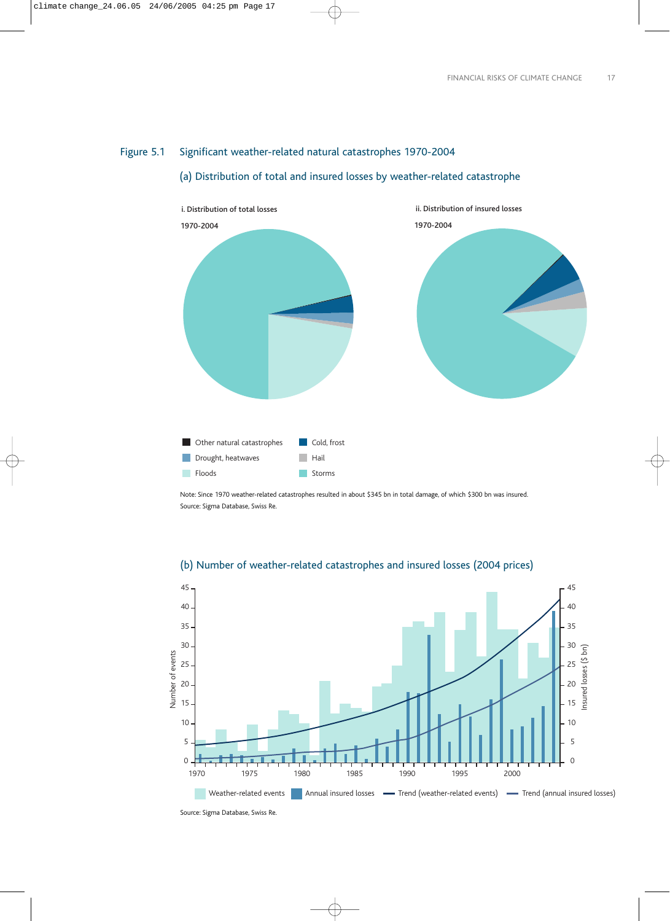## Figure 5.1 Significant weather-related natural catastrophes 1970-2004

### (a) Distribution of total and insured losses by weather-related catastrophe

i. Distribution of total losses

1970-2004

ii. Distribution of insured losses

1970-2004

Other natural catastrophes | Cold, frost | Drought, heatwaves | Hail | Floods | Storms

Note: Since 1970 weather-related catastrophes resulted in about $345 bn in total damage, of which $300 bn was insured.
Source: Sigma Database, Swiss Re.

### (b) Number of weather-related catastrophes and insured losses (2004 prices)

Weather-related events | Annual insured losses | Trend (weather-related events) | Trend (annual insured losses)

Source: Sigma Database, Swiss Re.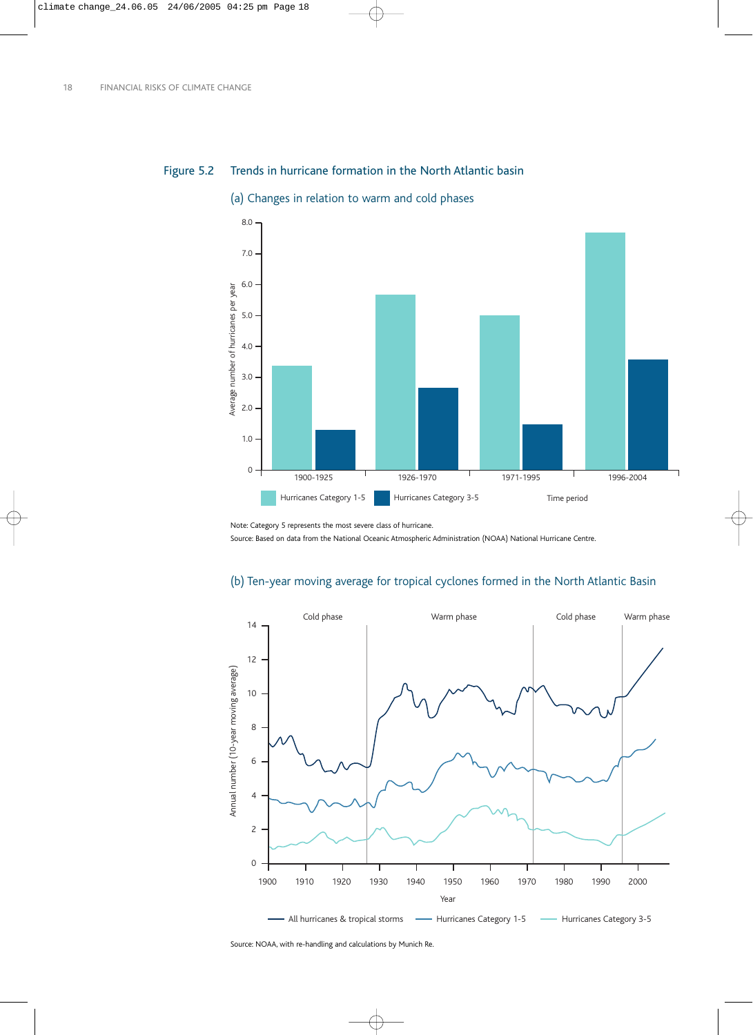## Figure 5.2 Trends in hurricane formation in the North Atlantic basin

### (a) Changes in relation to warm and cold phases

Note: Category 5 represents the most severe class of hurricane.

Source: Based on data from the National Oceanic Atmospheric Administration (NOAA) National Hurricane Centre.

### (b) Ten-year moving average for tropical cyclones formed in the North Atlantic Basin

Source: NOAA, with re-handling and calculations by Munich Re.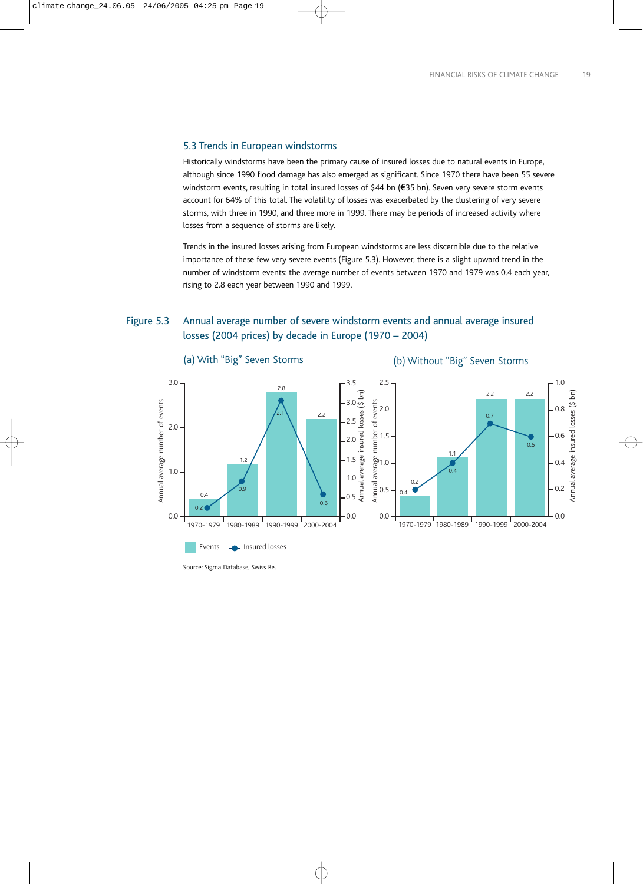## 5.3 Trends in European windstorms

Historically windstorms have been the primary cause of insured losses due to natural events in Europe, although since 1990 flood damage has also emerged as significant. Since 1970 there have been 55 severe windstorm events, resulting in total insured losses of $44 bn (€35 bn). Seven very severe storm events account for 64% of this total. The volatility of losses was exacerbated by the clustering of very severe storms, with three in 1990, and three more in 1999. There may be periods of increased activity where losses from a sequence of storms are likely.

Trends in the insured losses arising from European windstorms are less discernible due to the relative importance of these few very severe events (Figure 5.3). However, there is a slight upward trend in the number of windstorm events: the average number of events between 1970 and 1979 was 0.4 each year, rising to 2.8 each year between 1990 and 1999.

**Figure 5.3** Annual average number of severe windstorm events and annual average insured losses (2004 prices) by decade in Europe (1970 – 2004)

(a) With "Big" Seven Storms

| Decade | Events (annual average number) | Insured losses ($ bn) |
|---|---|---|
| 1970-1979 | 0.4 | 0.2 |
| 1980-1989 | 1.2 | 0.9 |
| 1990-1999 | 2.8 | 2.1 |
| 2000-2004 | 2.2 | 0.6 |

(b) Without "Big" Seven Storms

| Decade | Events (annual average number) | Insured losses ($ bn) |
|---|---|---|
| 1970-1979 | 0.4 | 0.2 |
| 1980-1989 | 1.1 | 0.4 |
| 1990-1999 | 2.2 | 0.7 |
| 2000-2004 | 2.2 | 0.6 |

Source: Sigma Database, Swiss Re.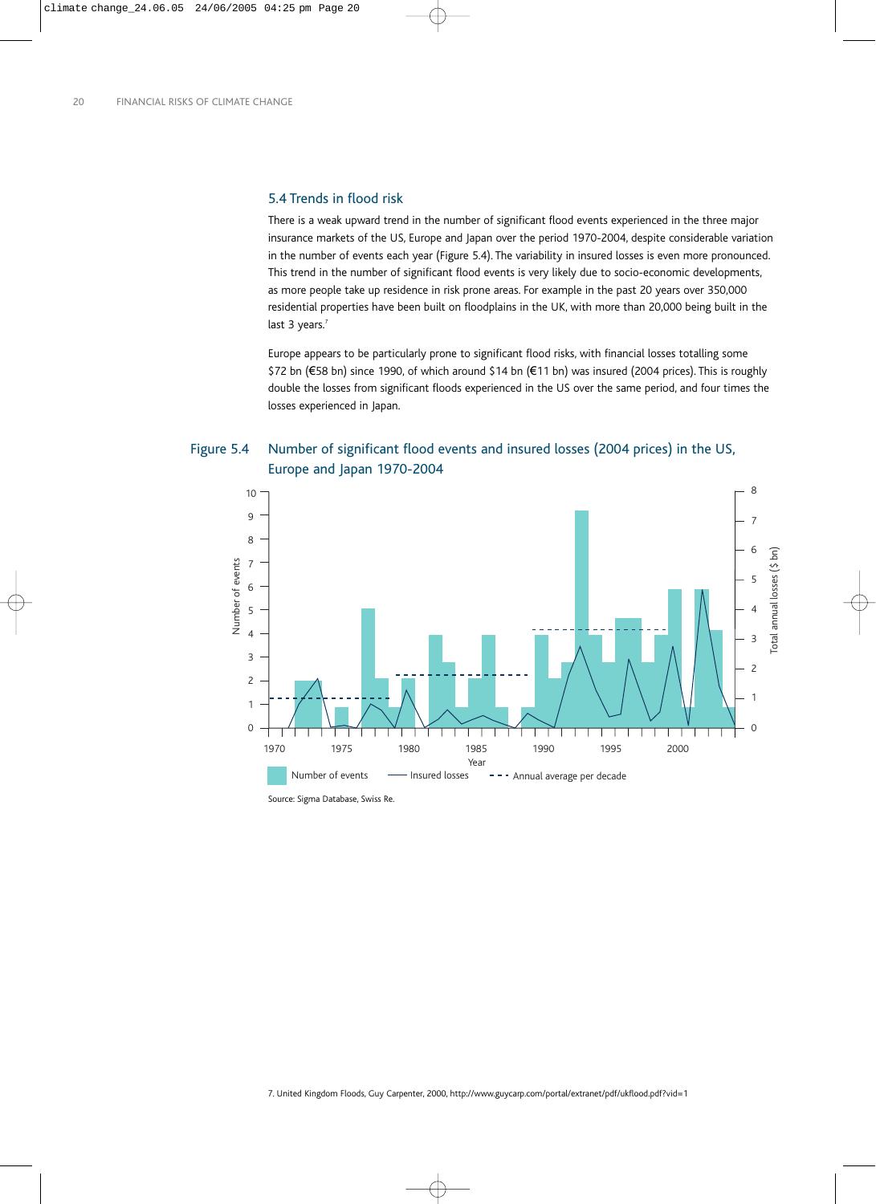## 5.4 Trends in flood risk

There is a weak upward trend in the number of significant flood events experienced in the three major insurance markets of the US, Europe and Japan over the period 1970-2004, despite considerable variation in the number of events each year (Figure 5.4). The variability in insured losses is even more pronounced. This trend in the number of significant flood events is very likely due to socio-economic developments, as more people take up residence in risk prone areas. For example in the past 20 years over 350,000 residential properties have been built on floodplains in the UK, with more than 20,000 being built in the last 3 years.[7]

Europe appears to be particularly prone to significant flood risks, with financial losses totalling some $72 bn (€58 bn) since 1990, of which around $14 bn (€11 bn) was insured (2004 prices). This is roughly double the losses from significant floods experienced in the US over the same period, and four times the losses experienced in Japan.

Figure 5.4 Number of significant flood events and insured losses (2004 prices) in the US, Europe and Japan 1970-2004

Source: Sigma Database, Swiss Re.

7. United Kingdom Floods, Guy Carpenter, 2000, http://www.guycarp.com/portal/extranet/pdf/ukflood.pdf?vid=1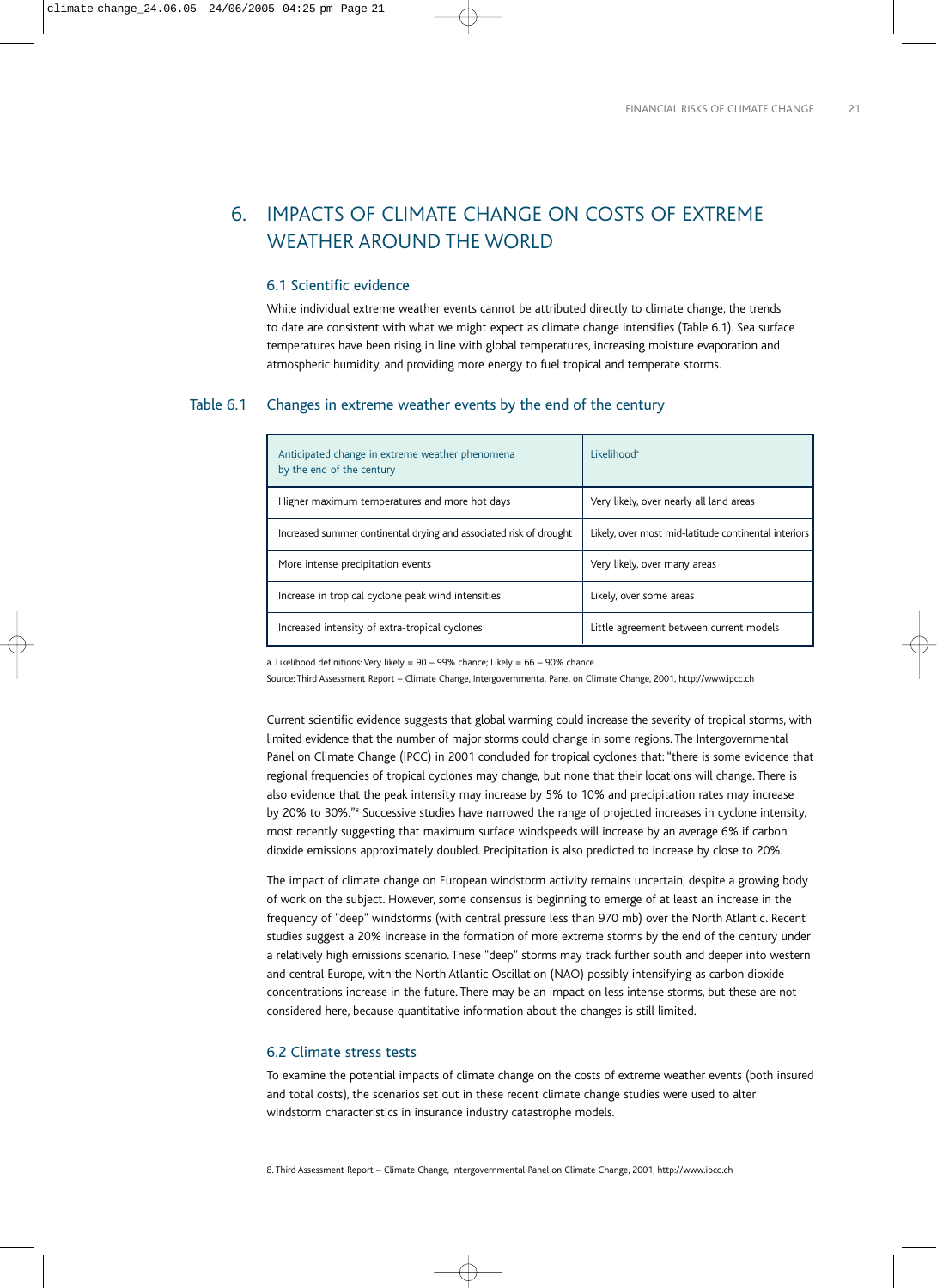# 6. IMPACTS OF CLIMATE CHANGE ON COSTS OF EXTREME WEATHER AROUND THE WORLD

## 6.1 Scientific evidence

While individual extreme weather events cannot be attributed directly to climate change, the trends to date are consistent with what we might expect as climate change intensifies (Table 6.1). Sea surface temperatures have been rising in line with global temperatures, increasing moisture evaporation and atmospheric humidity, and providing more energy to fuel tropical and temperate storms.

Table 6.1 Changes in extreme weather events by the end of the century

| Anticipated change in extreme weather phenomena by the end of the century | Likelihood[a] |
|---|---|
| Higher maximum temperatures and more hot days | Very likely, over nearly all land areas |
| Increased summer continental drying and associated risk of drought | Likely, over most mid-latitude continental interiors |
| More intense precipitation events | Very likely, over many areas |
| Increase in tropical cyclone peak wind intensities | Likely, over some areas |
| Increased intensity of extra-tropical cyclones | Little agreement between current models |

a. Likelihood definitions: Very likely = 90 – 99% chance; Likely = 66 – 90% chance.

Source: Third Assessment Report – Climate Change, Intergovernmental Panel on Climate Change, 2001, http://www.ipcc.ch

Current scientific evidence suggests that global warming could increase the severity of tropical storms, with limited evidence that the number of major storms could change in some regions. The Intergovernmental Panel on Climate Change (IPCC) in 2001 concluded for tropical cyclones that: "there is some evidence that regional frequencies of tropical cyclones may change, but none that their locations will change. There is also evidence that the peak intensity may increase by 5% to 10% and precipitation rates may increase by 20% to 30%."[8] Successive studies have narrowed the range of projected increases in cyclone intensity, most recently suggesting that maximum surface windspeeds will increase by an average 6% if carbon dioxide emissions approximately doubled. Precipitation is also predicted to increase by close to 20%.

The impact of climate change on European windstorm activity remains uncertain, despite a growing body of work on the subject. However, some consensus is beginning to emerge of at least an increase in the frequency of "deep" windstorms (with central pressure less than 970 mb) over the North Atlantic. Recent studies suggest a 20% increase in the formation of more extreme storms by the end of the century under a relatively high emissions scenario. These "deep" storms may track further south and deeper into western and central Europe, with the North Atlantic Oscillation (NAO) possibly intensifying as carbon dioxide concentrations increase in the future. There may be an impact on less intense storms, but these are not considered here, because quantitative information about the changes is still limited.

## 6.2 Climate stress tests

To examine the potential impacts of climate change on the costs of extreme weather events (both insured and total costs), the scenarios set out in these recent climate change studies were used to alter windstorm characteristics in insurance industry catastrophe models.

8. Third Assessment Report – Climate Change, Intergovernmental Panel on Climate Change, 2001, http://www.ipcc.ch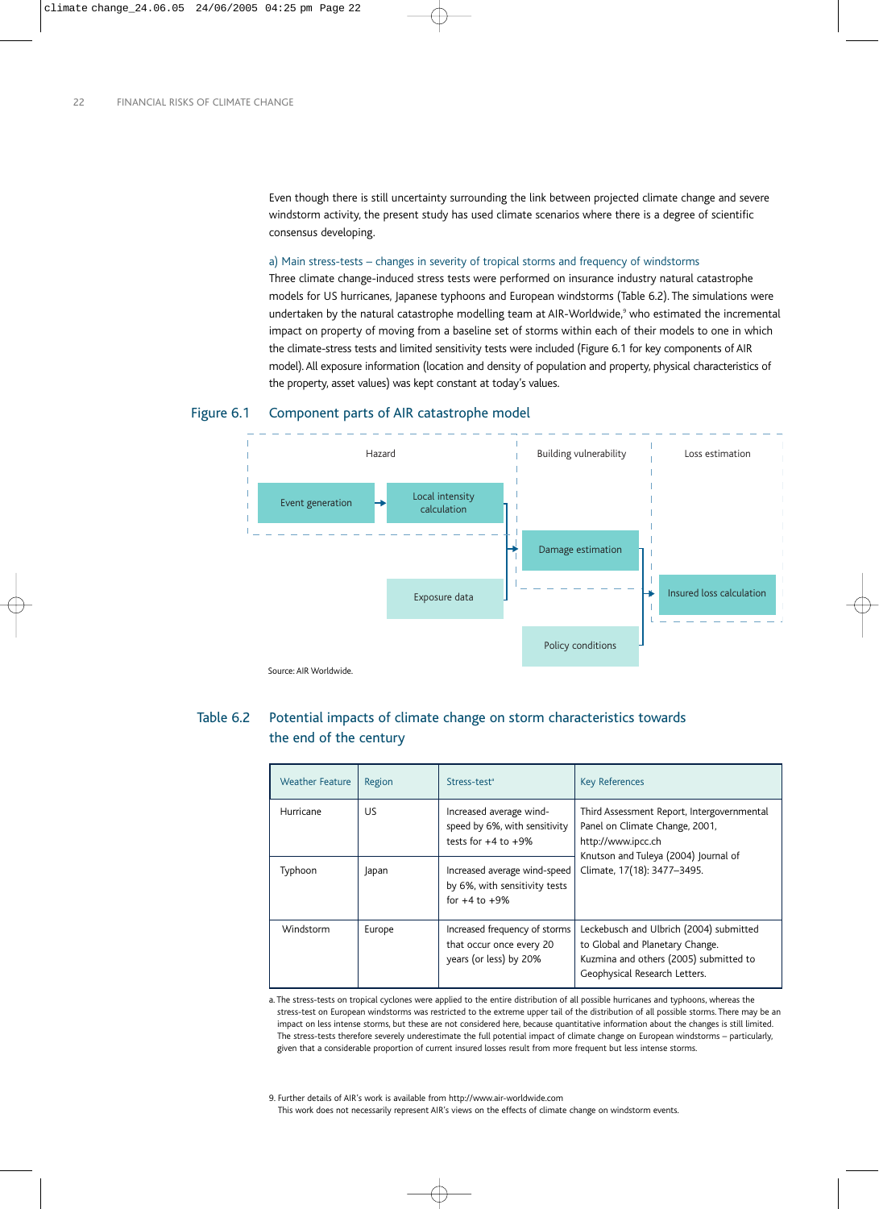Even though there is still uncertainty surrounding the link between projected climate change and severe windstorm activity, the present study has used climate scenarios where there is a degree of scientific consensus developing.

### a) Main stress-tests – changes in severity of tropical storms and frequency of windstorms

Three climate change-induced stress tests were performed on insurance industry natural catastrophe models for US hurricanes, Japanese typhoons and European windstorms (Table 6.2). The simulations were undertaken by the natural catastrophe modelling team at AIR-Worldwide,[9] who estimated the incremental impact on property of moving from a baseline set of storms within each of their models to one in which the climate-stress tests and limited sensitivity tests were included (Figure 6.1 for key components of AIR model). All exposure information (location and density of population and property, physical characteristics of the property, asset values) was kept constant at today's values.

**Figure 6.1 Component parts of AIR catastrophe model**

Hazard: Event generation → Local intensity calculation

Building vulnerability: Local intensity calculation + Exposure data → Damage estimation

Loss estimation: Damage estimation + Policy conditions → Insured loss calculation

Source: AIR Worldwide.

**Table 6.2 Potential impacts of climate change on storm characteristics towards the end of the century**

| Weather Feature | Region | Stress-test[a] | Key References |
|---|---|---|---|
| Hurricane | US | Increased average wind-speed by 6%, with sensitivity tests for +4 to +9% | Third Assessment Report, Intergovernmental Panel on Climate Change, 2001, http://www.ipcc.ch Knutson and Tuleya (2004) Journal of Climate, 17(18): 3477–3495. |
| Typhoon | Japan | Increased average wind-speed by 6%, with sensitivity tests for +4 to +9% | |
| Windstorm | Europe | Increased frequency of storms that occur once every 20 years (or less) by 20% | Leckebusch and Ulbrich (2004) submitted to Global and Planetary Change. Kuzmina and others (2005) submitted to Geophysical Research Letters. |

a. The stress-tests on tropical cyclones were applied to the entire distribution of all possible hurricanes and typhoons, whereas the stress-test on European windstorms was restricted to the extreme upper tail of the distribution of all possible storms. There may be an impact on less intense storms, but these are not considered here, because quantitative information about the changes is still limited. The stress-tests therefore severely underestimate the full potential impact of climate change on European windstorms – particularly, given that a considerable proportion of current insured losses result from more frequent but less intense storms.

9. Further details of AIR's work is available from http://www.air-worldwide.com
This work does not necessarily represent AIR's views on the effects of climate change on windstorm events.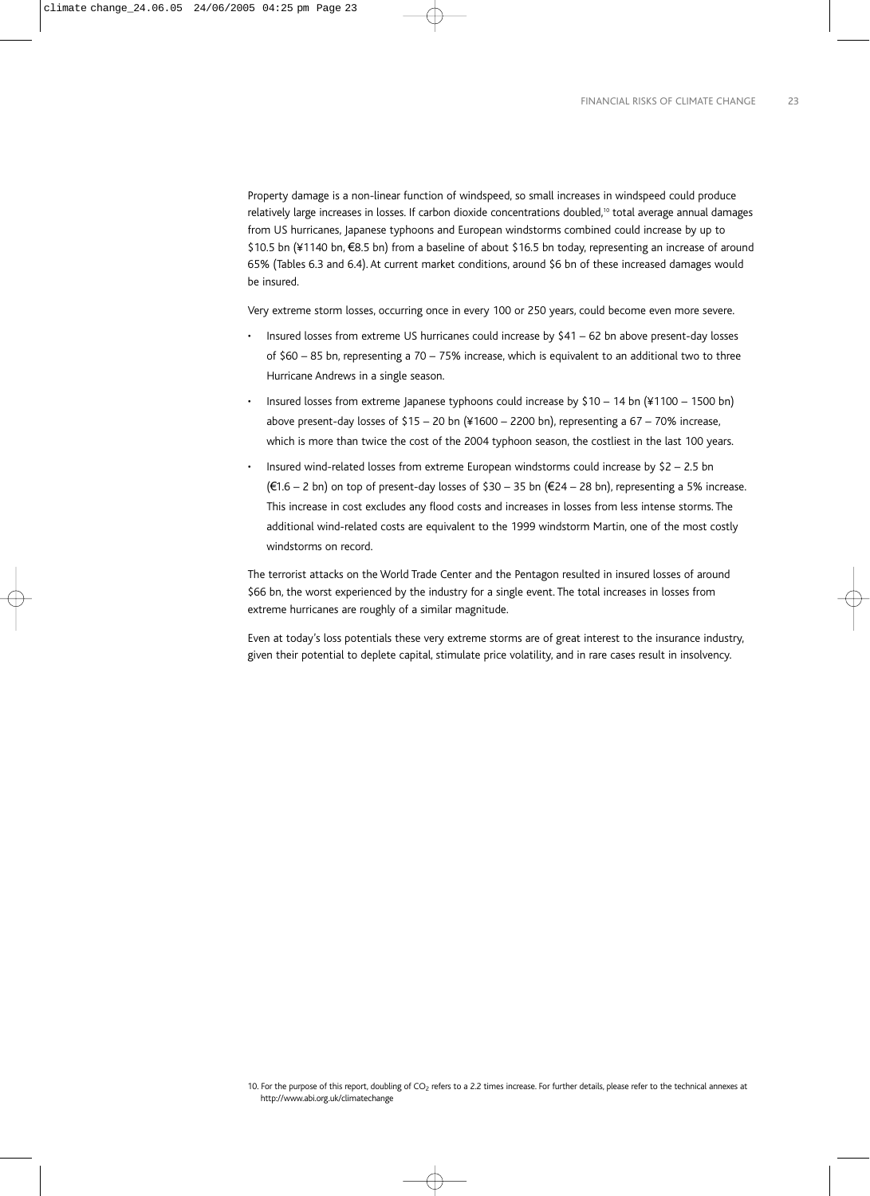Property damage is a non-linear function of windspeed, so small increases in windspeed could produce relatively large increases in losses. If carbon dioxide concentrations doubled,[10] total average annual damages from US hurricanes, Japanese typhoons and European windstorms combined could increase by up to $10.5 bn (¥1140 bn, €8.5 bn) from a baseline of about $16.5 bn today, representing an increase of around 65% (Tables 6.3 and 6.4). At current market conditions, around $6 bn of these increased damages would be insured.

Very extreme storm losses, occurring once in every 100 or 250 years, could become even more severe.

- Insured losses from extreme US hurricanes could increase by $41 – 62 bn above present-day losses of $60 – 85 bn, representing a 70 – 75% increase, which is equivalent to an additional two to three Hurricane Andrews in a single season.
- Insured losses from extreme Japanese typhoons could increase by $10 – 14 bn (¥1100 – 1500 bn) above present-day losses of $15 – 20 bn (¥1600 – 2200 bn), representing a 67 – 70% increase, which is more than twice the cost of the 2004 typhoon season, the costliest in the last 100 years.
- Insured wind-related losses from extreme European windstorms could increase by $2 – 2.5 bn (€1.6 – 2 bn) on top of present-day losses of $30 – 35 bn (€24 – 28 bn), representing a 5% increase. This increase in cost excludes any flood costs and increases in losses from less intense storms. The additional wind-related costs are equivalent to the 1999 windstorm Martin, one of the most costly windstorms on record.

The terrorist attacks on the World Trade Center and the Pentagon resulted in insured losses of around $66 bn, the worst experienced by the industry for a single event. The total increases in losses from extreme hurricanes are roughly of a similar magnitude.

Even at today's loss potentials these very extreme storms are of great interest to the insurance industry, given their potential to deplete capital, stimulate price volatility, and in rare cases result in insolvency.

10. For the purpose of this report, doubling of $CO_2$ refers to a 2.2 times increase. For further details, please refer to the technical annexes at http://www.abi.org.uk/climatechange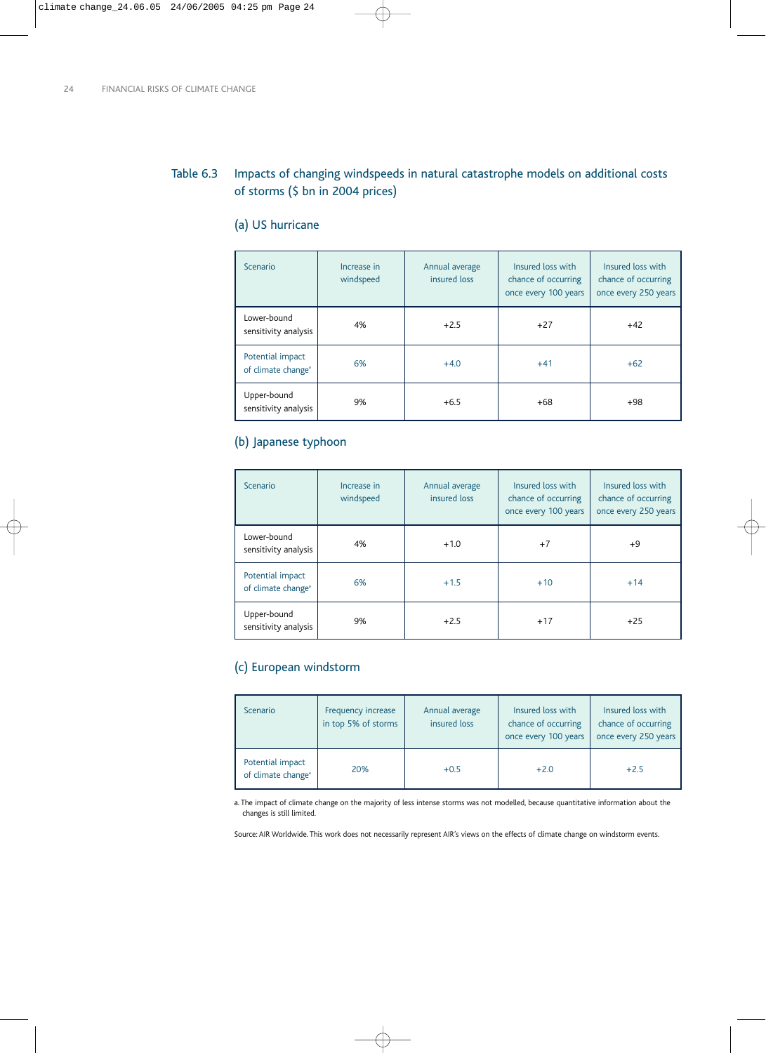## Table 6.3 Impacts of changing windspeeds in natural catastrophe models on additional costs of storms ($ bn in 2004 prices)

### (a) US hurricane

| Scenario | Increase in windspeed | Annual average insured loss | Insured loss with chance of occurring once every 100 years | Insured loss with chance of occurring once every 250 years |
|---|---|---|---|---|
| Lower-bound sensitivity analysis | 4% | +2.5 | +27 | +42 |
| Potential impact of climate change[a] | 6% | +4.0 | +41 | +62 |
| Upper-bound sensitivity analysis | 9% | +6.5 | +68 | +98 |

### (b) Japanese typhoon

| Scenario | Increase in windspeed | Annual average insured loss | Insured loss with chance of occurring once every 100 years | Insured loss with chance of occurring once every 250 years |
|---|---|---|---|---|
| Lower-bound sensitivity analysis | 4% | +1.0 | +7 | +9 |
| Potential impact of climate change[a] | 6% | +1.5 | +10 | +14 |
| Upper-bound sensitivity analysis | 9% | +2.5 | +17 | +25 |

### (c) European windstorm

| Scenario | Frequency increase in top 5% of storms | Annual average insured loss | Insured loss with chance of occurring once every 100 years | Insured loss with chance of occurring once every 250 years |
|---|---|---|---|---|
| Potential impact of climate change[a] | 20% | +0.5 | +2.0 | +2.5 |

a. The impact of climate change on the majority of less intense storms was not modelled, because quantitative information about the changes is still limited.

Source: AIR Worldwide. This work does not necessarily represent AIR's views on the effects of climate change on windstorm events.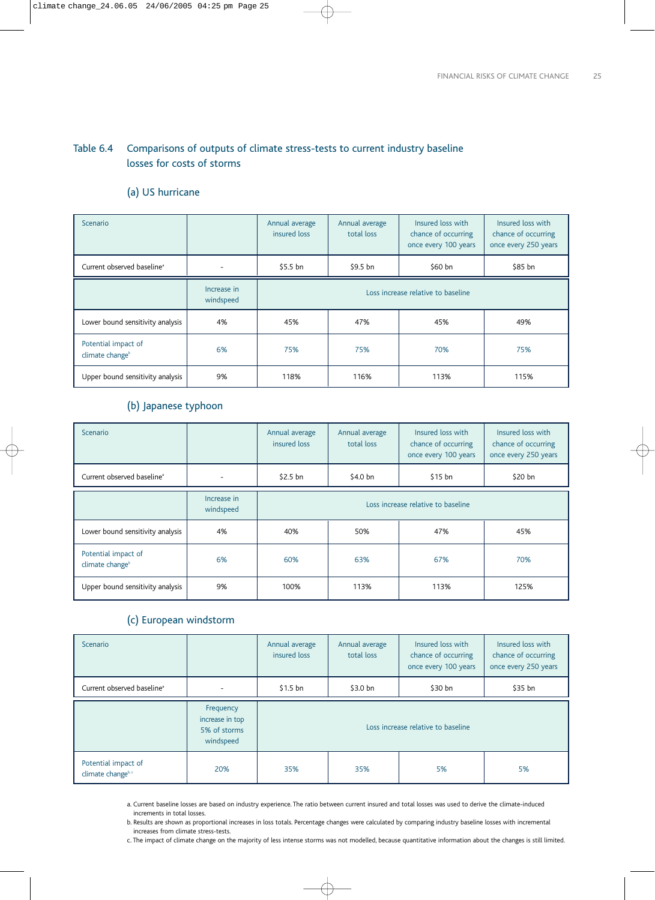## Table 6.4 Comparisons of outputs of climate stress-tests to current industry baseline losses for costs of storms

### (a) US hurricane

| Scenario | | Annual average insured loss | Annual average total loss | Insured loss with chance of occurring once every 100 years | Insured loss with chance of occurring once every 250 years |
|---|---|---|---|---|---|
| Current observed baseline[a] | - | $5.5 bn | $9.5 bn | $60 bn | $85 bn |
| | Increase in windspeed | Loss increase relative to baseline | | | |
| Lower bound sensitivity analysis | 4% | 45% | 47% | 45% | 49% |
| Potential impact of climate change[b] | 6% | 75% | 75% | 70% | 75% |
| Upper bound sensitivity analysis | 9% | 118% | 116% | 113% | 115% |

### (b) Japanese typhoon

| Scenario | | Annual average insured loss | Annual average total loss | Insured loss with chance of occurring once every 100 years | Insured loss with chance of occurring once every 250 years |
|---|---|---|---|---|---|
| Current observed baseline[a] | - | $2.5 bn | $4.0 bn | $15 bn | $20 bn |
| | Increase in windspeed | Loss increase relative to baseline | | | |
| Lower bound sensitivity analysis | 4% | 40% | 50% | 47% | 45% |
| Potential impact of climate change[b] | 6% | 60% | 63% | 67% | 70% |
| Upper bound sensitivity analysis | 9% | 100% | 113% | 113% | 125% |

### (c) European windstorm

| Scenario | | Annual average insured loss | Annual average total loss | Insured loss with chance of occurring once every 100 years | Insured loss with chance of occurring once every 250 years |
|---|---|---|---|---|---|
| Current observed baseline[a] | - | $1.5 bn | $3.0 bn | $30 bn | $35 bn |
| | Frequency increase in top 5% of storms windspeed | Loss increase relative to baseline | | | |
| Potential impact of climate change[b, c] | 20% | 35% | 35% | 5% | 5% |

a. Current baseline losses are based on industry experience. The ratio between current insured and total losses was used to derive the climate-induced increments in total losses.

b. Results are shown as proportional increases in loss totals. Percentage changes were calculated by comparing industry baseline losses with incremental increases from climate stress-tests.

c. The impact of climate change on the majority of less intense storms was not modelled, because quantitative information about the changes is still limited.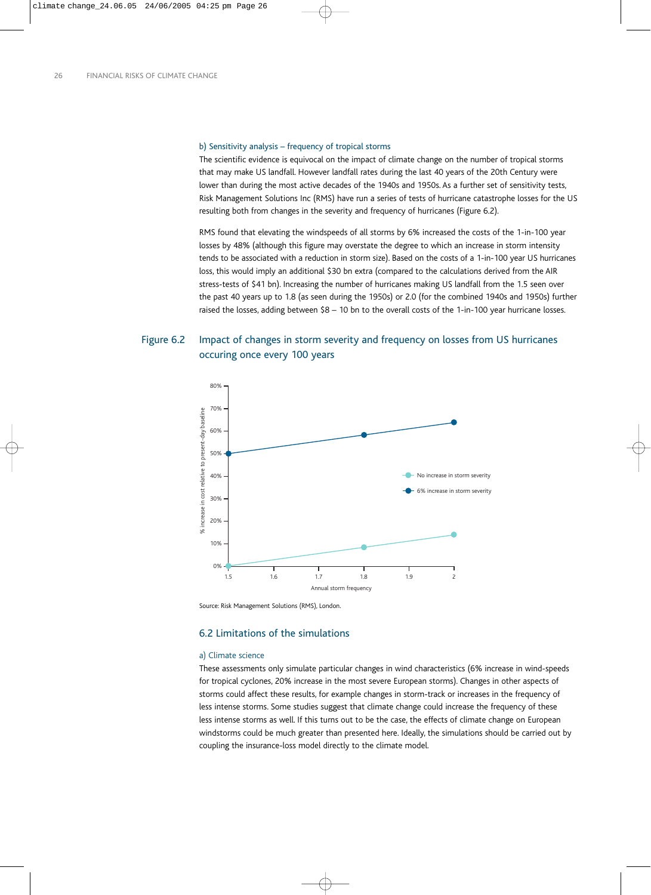### b) Sensitivity analysis – frequency of tropical storms

The scientific evidence is equivocal on the impact of climate change on the number of tropical storms that may make US landfall. However landfall rates during the last 40 years of the 20th Century were lower than during the most active decades of the 1940s and 1950s. As a further set of sensitivity tests, Risk Management Solutions Inc (RMS) have run a series of tests of hurricane catastrophe losses for the US resulting both from changes in the severity and frequency of hurricanes (Figure 6.2).

RMS found that elevating the windspeeds of all storms by 6% increased the costs of the 1-in-100 year losses by 48% (although this figure may overstate the degree to which an increase in storm intensity tends to be associated with a reduction in storm size). Based on the costs of a 1-in-100 year US hurricanes loss, this would imply an additional $30 bn extra (compared to the calculations derived from the AIR stress-tests of $41 bn). Increasing the number of hurricanes making US landfall from the 1.5 seen over the past 40 years up to 1.8 (as seen during the 1950s) or 2.0 (for the combined 1940s and 1950s) further raised the losses, adding between $8 – 10 bn to the overall costs of the 1-in-100 year hurricane losses.

**Figure 6.2** Impact of changes in storm severity and frequency on losses from US hurricanes occuring once every 100 years

Source: Risk Management Solutions (RMS), London.

## 6.2 Limitations of the simulations

### a) Climate science

These assessments only simulate particular changes in wind characteristics (6% increase in wind-speeds for tropical cyclones, 20% increase in the most severe European storms). Changes in other aspects of storms could affect these results, for example changes in storm-track or increases in the frequency of less intense storms. Some studies suggest that climate change could increase the frequency of these less intense storms as well. If this turns out to be the case, the effects of climate change on European windstorms could be much greater than presented here. Ideally, the simulations should be carried out by coupling the insurance-loss model directly to the climate model.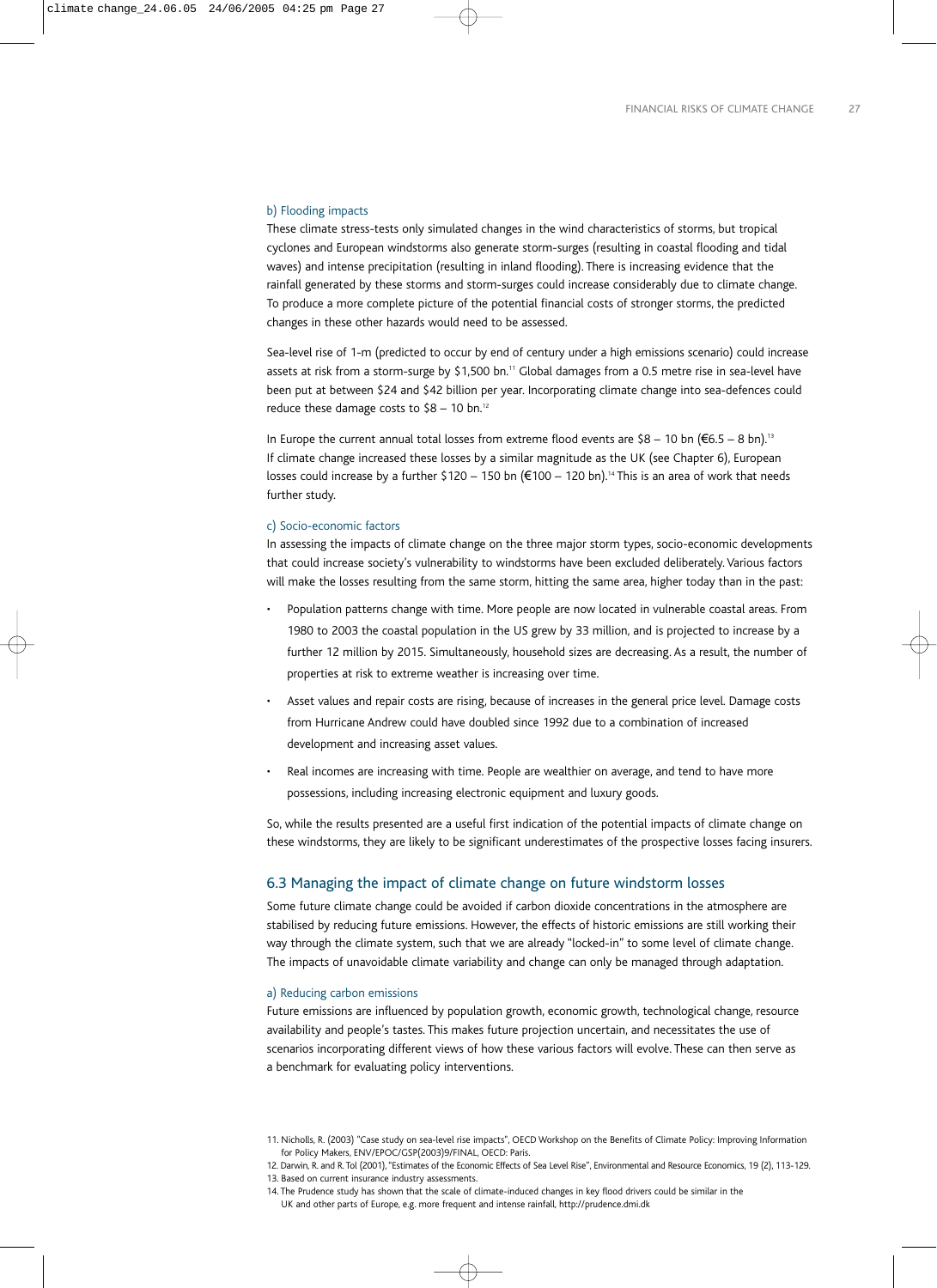### b) Flooding impacts

These climate stress-tests only simulated changes in the wind characteristics of storms, but tropical cyclones and European windstorms also generate storm-surges (resulting in coastal flooding and tidal waves) and intense precipitation (resulting in inland flooding). There is increasing evidence that the rainfall generated by these storms and storm-surges could increase considerably due to climate change. To produce a more complete picture of the potential financial costs of stronger storms, the predicted changes in these other hazards would need to be assessed.

Sea-level rise of 1-m (predicted to occur by end of century under a high emissions scenario) could increase assets at risk from a storm-surge by $1,500 bn.[11] Global damages from a 0.5 metre rise in sea-level have been put at between $24 and $42 billion per year. Incorporating climate change into sea-defences could reduce these damage costs to $8 – 10 bn.[12]

In Europe the current annual total losses from extreme flood events are $8 – 10 bn (€6.5 – 8 bn).[13] If climate change increased these losses by a similar magnitude as the UK (see Chapter 6), European losses could increase by a further $120 – 150 bn (€100 – 120 bn).[14] This is an area of work that needs further study.

### c) Socio-economic factors

In assessing the impacts of climate change on the three major storm types, socio-economic developments that could increase society's vulnerability to windstorms have been excluded deliberately. Various factors will make the losses resulting from the same storm, hitting the same area, higher today than in the past:

- Population patterns change with time. More people are now located in vulnerable coastal areas. From 1980 to 2003 the coastal population in the US grew by 33 million, and is projected to increase by a further 12 million by 2015. Simultaneously, household sizes are decreasing. As a result, the number of properties at risk to extreme weather is increasing over time.
- Asset values and repair costs are rising, because of increases in the general price level. Damage costs from Hurricane Andrew could have doubled since 1992 due to a combination of increased development and increasing asset values.
- Real incomes are increasing with time. People are wealthier on average, and tend to have more possessions, including increasing electronic equipment and luxury goods.

So, while the results presented are a useful first indication of the potential impacts of climate change on these windstorms, they are likely to be significant underestimates of the prospective losses facing insurers.

## 6.3 Managing the impact of climate change on future windstorm losses

Some future climate change could be avoided if carbon dioxide concentrations in the atmosphere are stabilised by reducing future emissions. However, the effects of historic emissions are still working their way through the climate system, such that we are already "locked-in" to some level of climate change. The impacts of unavoidable climate variability and change can only be managed through adaptation.

### a) Reducing carbon emissions

Future emissions are influenced by population growth, economic growth, technological change, resource availability and people's tastes. This makes future projection uncertain, and necessitates the use of scenarios incorporating different views of how these various factors will evolve. These can then serve as a benchmark for evaluating policy interventions.

---

11. Nicholls, R. (2003) "Case study on sea-level rise impacts", OECD Workshop on the Benefits of Climate Policy: Improving Information for Policy Makers, ENV/EPOC/GSP(2003)9/FINAL, OECD: Paris.
12. Darwin, R. and R. Tol (2001), "Estimates of the Economic Effects of Sea Level Rise", Environmental and Resource Economics, 19 (2), 113-129.
13. Based on current insurance industry assessments.
14. The Prudence study has shown that the scale of climate-induced changes in key flood drivers could be similar in the UK and other parts of Europe, e.g. more frequent and intense rainfall, http://prudence.dmi.dk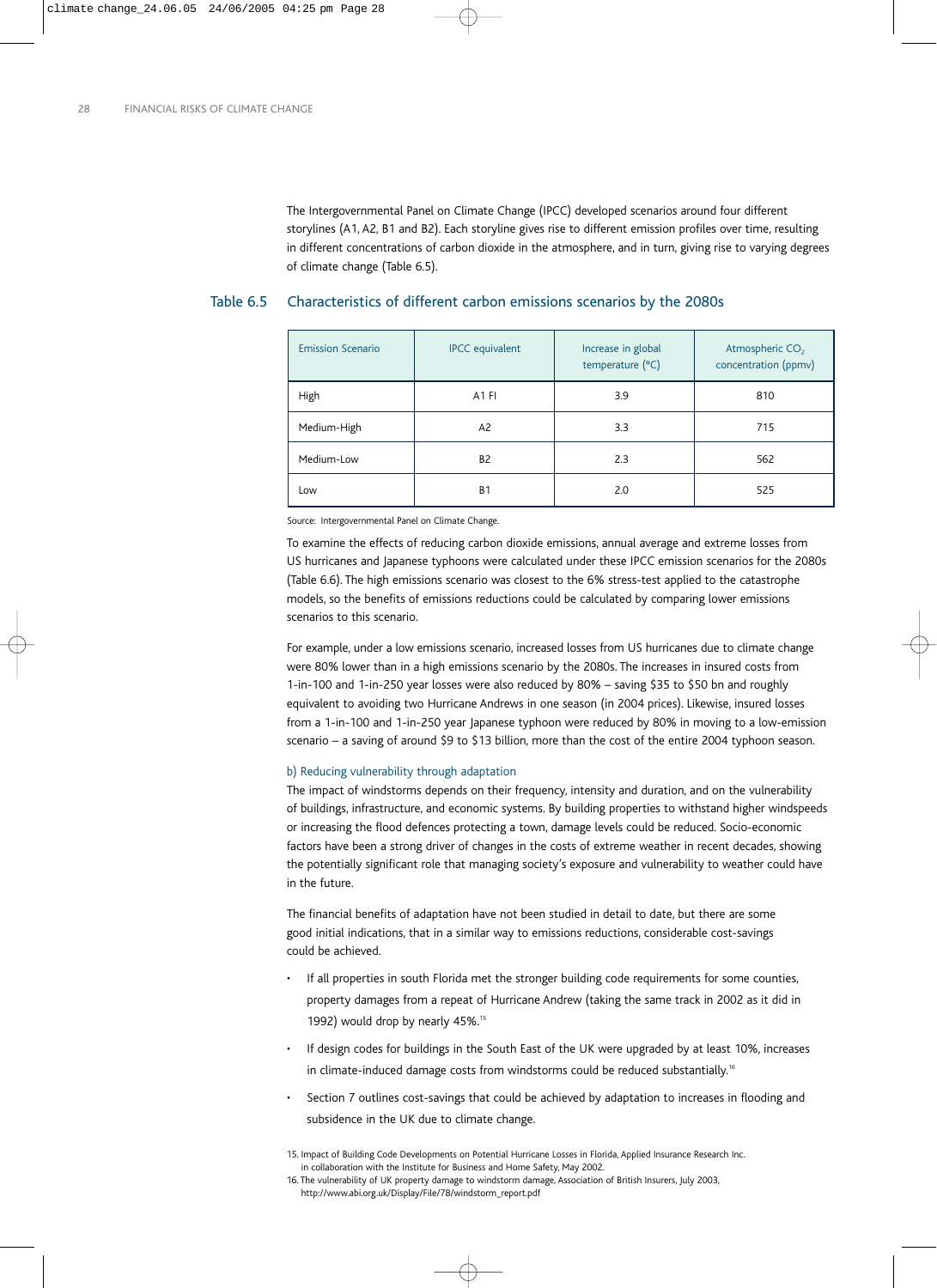The Intergovernmental Panel on Climate Change (IPCC) developed scenarios around four different storylines (A1, A2, B1 and B2). Each storyline gives rise to different emission profiles over time, resulting in different concentrations of carbon dioxide in the atmosphere, and in turn, giving rise to varying degrees of climate change (Table 6.5).

### Table 6.5 Characteristics of different carbon emissions scenarios by the 2080s

| Emission Scenario | IPCC equivalent | Increase in global temperature (°C) | Atmospheric $CO_2$ concentration (ppmv) |
|---|---|---|---|
| High | A1 FI | 3.9 | 810 |
| Medium-High | A2 | 3.3 | 715 |
| Medium-Low | B2 | 2.3 | 562 |
| Low | B1 | 2.0 | 525 |

Source: Intergovernmental Panel on Climate Change.

To examine the effects of reducing carbon dioxide emissions, annual average and extreme losses from US hurricanes and Japanese typhoons were calculated under these IPCC emission scenarios for the 2080s (Table 6.6). The high emissions scenario was closest to the 6% stress-test applied to the catastrophe models, so the benefits of emissions reductions could be calculated by comparing lower emissions scenarios to this scenario.

For example, under a low emissions scenario, increased losses from US hurricanes due to climate change were 80% lower than in a high emissions scenario by the 2080s. The increases in insured costs from 1-in-100 and 1-in-250 year losses were also reduced by 80% – saving $35 to $50 bn and roughly equivalent to avoiding two Hurricane Andrews in one season (in 2004 prices). Likewise, insured losses from a 1-in-100 and 1-in-250 year Japanese typhoon were reduced by 80% in moving to a low-emission scenario – a saving of around $9 to $13 billion, more than the cost of the entire 2004 typhoon season.

#### b) Reducing vulnerability through adaptation

The impact of windstorms depends on their frequency, intensity and duration, and on the vulnerability of buildings, infrastructure, and economic systems. By building properties to withstand higher windspeeds or increasing the flood defences protecting a town, damage levels could be reduced. Socio-economic factors have been a strong driver of changes in the costs of extreme weather in recent decades, showing the potentially significant role that managing society's exposure and vulnerability to weather could have in the future.

The financial benefits of adaptation have not been studied in detail to date, but there are some good initial indications, that in a similar way to emissions reductions, considerable cost-savings could be achieved.

- If all properties in south Florida met the stronger building code requirements for some counties, property damages from a repeat of Hurricane Andrew (taking the same track in 2002 as it did in 1992) would drop by nearly 45%.[15]
- If design codes for buildings in the South East of the UK were upgraded by at least 10%, increases in climate-induced damage costs from windstorms could be reduced substantially.[16]
- Section 7 outlines cost-savings that could be achieved by adaptation to increases in flooding and subsidence in the UK due to climate change.

15. Impact of Building Code Developments on Potential Hurricane Losses in Florida, Applied Insurance Research Inc. in collaboration with the Institute for Business and Home Safety, May 2002.
16. The vulnerability of UK property damage to windstorm damage, Association of British Insurers, July 2003, http://www.abi.org.uk/Display/File/78/windstorm_report.pdf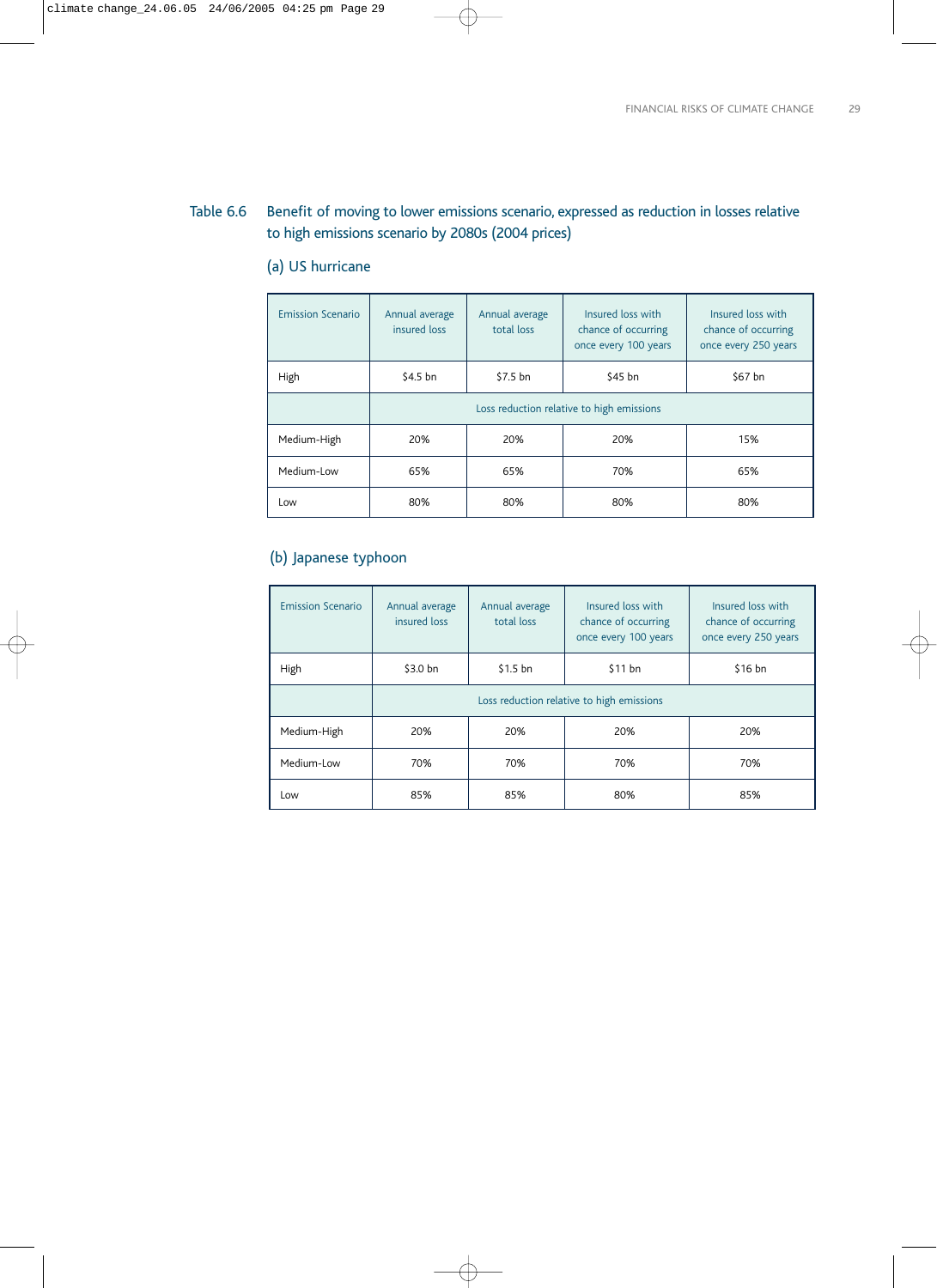## Table 6.6 Benefit of moving to lower emissions scenario, expressed as reduction in losses relative to high emissions scenario by 2080s (2004 prices)

### (a) US hurricane

| Emission Scenario | Annual average insured loss | Annual average total loss | Insured loss with chance of occurring once every 100 years | Insured loss with chance of occurring once every 250 years |
|---|---|---|---|---|
| High | $4.5 bn | $7.5 bn | $45 bn | $67 bn |
| | Loss reduction relative to high emissions | | | |
| Medium-High | 20% | 20% | 20% | 15% |
| Medium-Low | 65% | 65% | 70% | 65% |
| Low | 80% | 80% | 80% | 80% |

### (b) Japanese typhoon

| Emission Scenario | Annual average insured loss | Annual average total loss | Insured loss with chance of occurring once every 100 years | Insured loss with chance of occurring once every 250 years |
|---|---|---|---|---|
| High | $3.0 bn | $1.5 bn | $11 bn | $16 bn |
| | Loss reduction relative to high emissions | | | |
| Medium-High | 20% | 20% | 20% | 20% |
| Medium-Low | 70% | 70% | 70% | 70% |
| Low | 85% | 85% | 80% | 85% |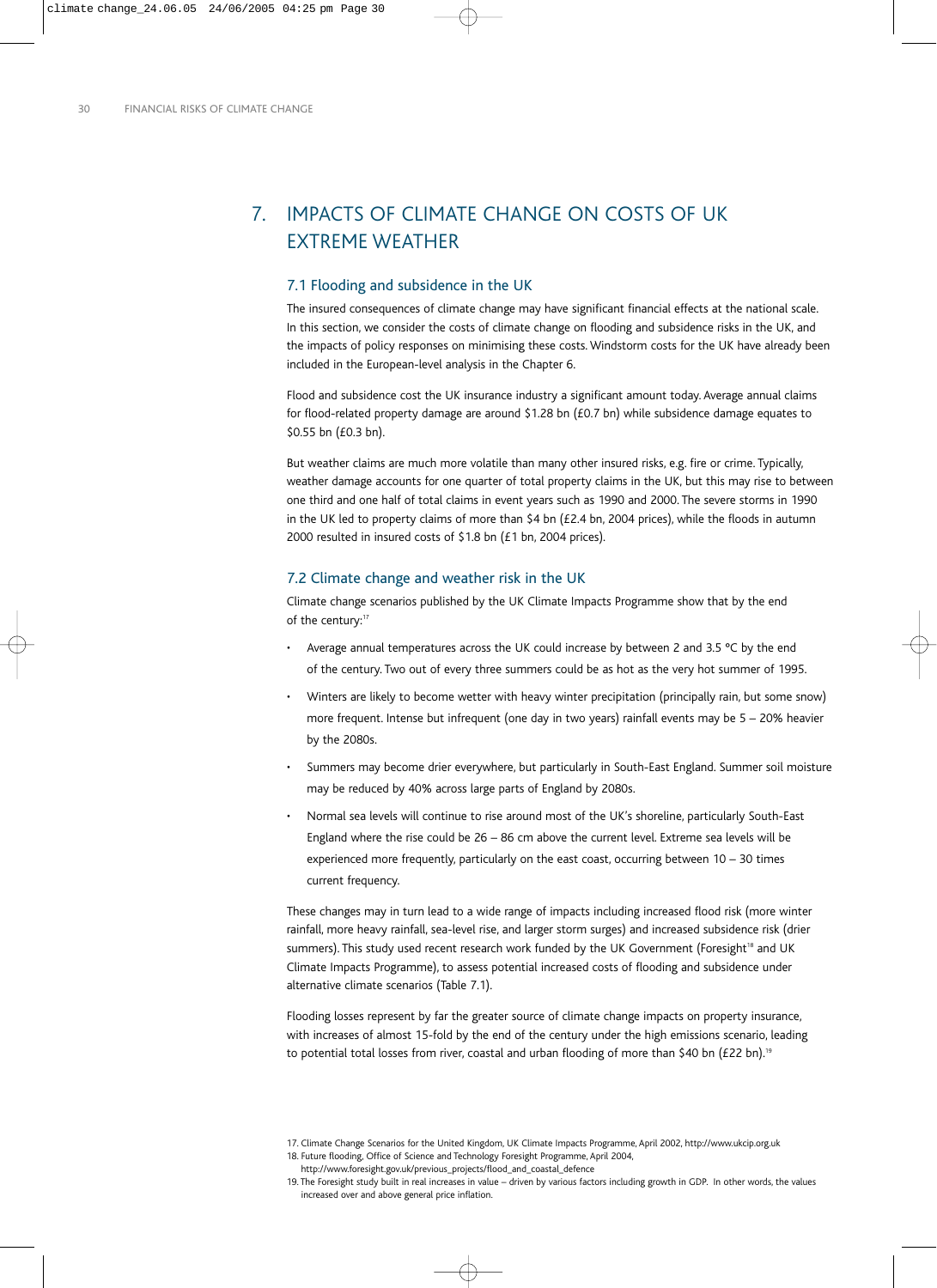# 7. IMPACTS OF CLIMATE CHANGE ON COSTS OF UK EXTREME WEATHER

## 7.1 Flooding and subsidence in the UK

The insured consequences of climate change may have significant financial effects at the national scale. In this section, we consider the costs of climate change on flooding and subsidence risks in the UK, and the impacts of policy responses on minimising these costs. Windstorm costs for the UK have already been included in the European-level analysis in the Chapter 6.

Flood and subsidence cost the UK insurance industry a significant amount today. Average annual claims for flood-related property damage are around $1.28 bn (£0.7 bn) while subsidence damage equates to $0.55 bn (£0.3 bn).

But weather claims are much more volatile than many other insured risks, e.g. fire or crime. Typically, weather damage accounts for one quarter of total property claims in the UK, but this may rise to between one third and one half of total claims in event years such as 1990 and 2000. The severe storms in 1990 in the UK led to property claims of more than $4 bn (£2.4 bn, 2004 prices), while the floods in autumn 2000 resulted in insured costs of $1.8 bn (£1 bn, 2004 prices).

## 7.2 Climate change and weather risk in the UK

Climate change scenarios published by the UK Climate Impacts Programme show that by the end of the century:[17]

- Average annual temperatures across the UK could increase by between 2 and 3.5 °C by the end of the century. Two out of every three summers could be as hot as the very hot summer of 1995.
- Winters are likely to become wetter with heavy winter precipitation (principally rain, but some snow) more frequent. Intense but infrequent (one day in two years) rainfall events may be 5 – 20% heavier by the 2080s.
- Summers may become drier everywhere, but particularly in South-East England. Summer soil moisture may be reduced by 40% across large parts of England by 2080s.
- Normal sea levels will continue to rise around most of the UK's shoreline, particularly South-East England where the rise could be 26 – 86 cm above the current level. Extreme sea levels will be experienced more frequently, particularly on the east coast, occurring between 10 – 30 times current frequency.

These changes may in turn lead to a wide range of impacts including increased flood risk (more winter rainfall, more heavy rainfall, sea-level rise, and larger storm surges) and increased subsidence risk (drier summers). This study used recent research work funded by the UK Government (Foresight[18] and UK Climate Impacts Programme), to assess potential increased costs of flooding and subsidence under alternative climate scenarios (Table 7.1).

Flooding losses represent by far the greater source of climate change impacts on property insurance, with increases of almost 15-fold by the end of the century under the high emissions scenario, leading to potential total losses from river, coastal and urban flooding of more than $40 bn (£22 bn).[19]

17. Climate Change Scenarios for the United Kingdom, UK Climate Impacts Programme, April 2002, http://www.ukcip.org.uk

18. Future flooding, Office of Science and Technology Foresight Programme, April 2004, http://www.foresight.gov.uk/previous_projects/flood_and_coastal_defence

19. The Foresight study built in real increases in value – driven by various factors including growth in GDP. In other words, the values increased over and above general price inflation.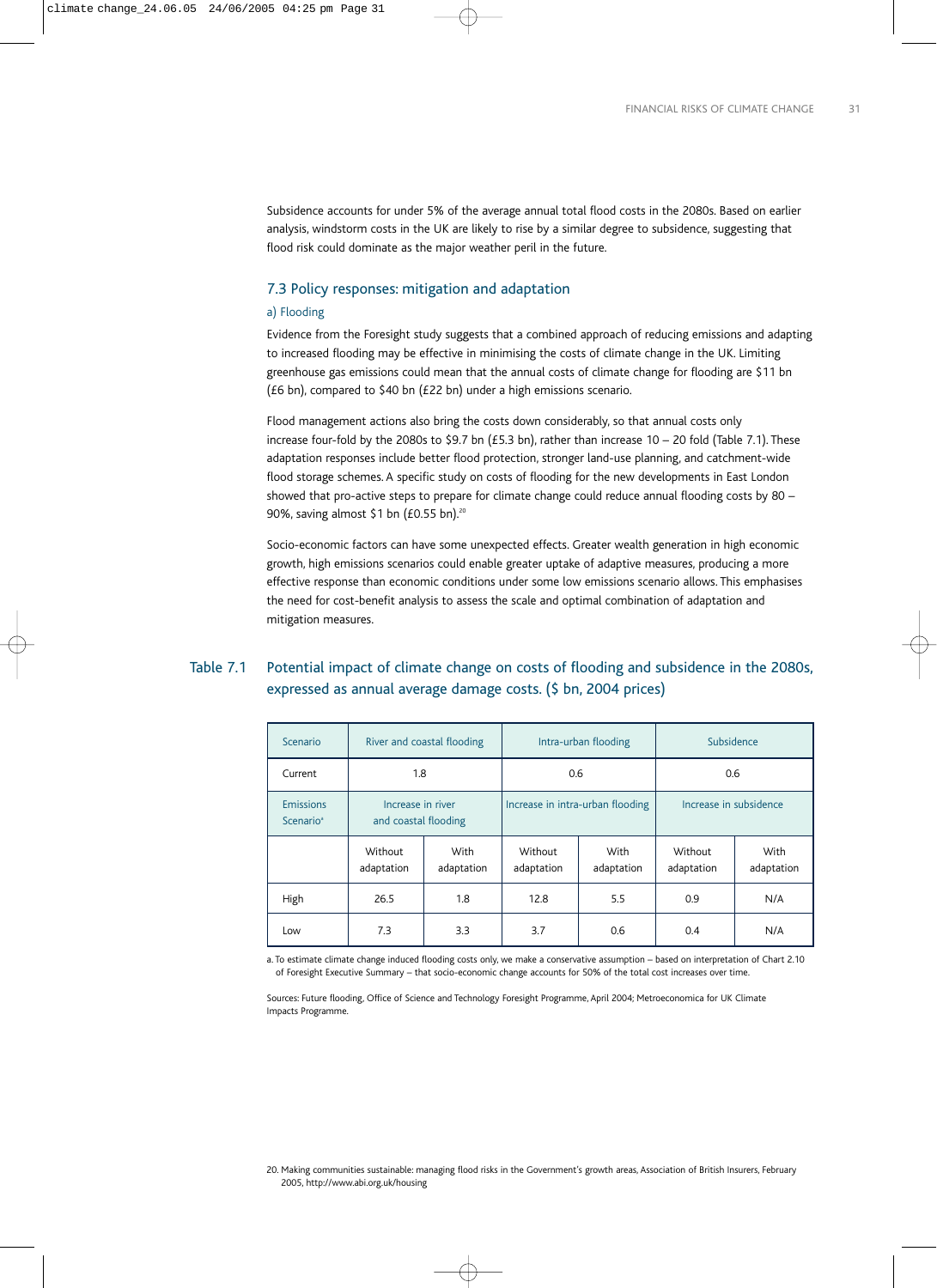Subsidence accounts for under 5% of the average annual total flood costs in the 2080s. Based on earlier analysis, windstorm costs in the UK are likely to rise by a similar degree to subsidence, suggesting that flood risk could dominate as the major weather peril in the future.

## 7.3 Policy responses: mitigation and adaptation

### a) Flooding

Evidence from the Foresight study suggests that a combined approach of reducing emissions and adapting to increased flooding may be effective in minimising the costs of climate change in the UK. Limiting greenhouse gas emissions could mean that the annual costs of climate change for flooding are $11 bn (£6 bn), compared to $40 bn (£22 bn) under a high emissions scenario.

Flood management actions also bring the costs down considerably, so that annual costs only increase four-fold by the 2080s to $9.7 bn (£5.3 bn), rather than increase 10 – 20 fold (Table 7.1). These adaptation responses include better flood protection, stronger land-use planning, and catchment-wide flood storage schemes. A specific study on costs of flooding for the new developments in East London showed that pro-active steps to prepare for climate change could reduce annual flooding costs by 80 – 90%, saving almost $1 bn (£0.55 bn).[20]

Socio-economic factors can have some unexpected effects. Greater wealth generation in high economic growth, high emissions scenarios could enable greater uptake of adaptive measures, producing a more effective response than economic conditions under some low emissions scenario allows. This emphasises the need for cost-benefit analysis to assess the scale and optimal combination of adaptation and mitigation measures.

**Table 7.1 Potential impact of climate change on costs of flooding and subsidence in the 2080s, expressed as annual average damage costs. ($ bn, 2004 prices)**

| Scenario | River and coastal flooding | | Intra-urban flooding | | Subsidence | |
|---|---|---|---|---|---|---|
| Current | 1.8 | | 0.6 | | 0.6 | |
| Emissions Scenario[a] | Increase in river and coastal flooding | | Increase in intra-urban flooding | | Increase in subsidence | |
| | Without adaptation | With adaptation | Without adaptation | With adaptation | Without adaptation | With adaptation |
| High | 26.5 | 1.8 | 12.8 | 5.5 | 0.9 | N/A |
| Low | 7.3 | 3.3 | 3.7 | 0.6 | 0.4 | N/A |

a. To estimate climate change induced flooding costs only, we make a conservative assumption – based on interpretation of Chart 2.10 of Foresight Executive Summary – that socio-economic change accounts for 50% of the total cost increases over time.

Sources: Future flooding, Office of Science and Technology Foresight Programme, April 2004; Metroeconomica for UK Climate Impacts Programme.

20. Making communities sustainable: managing flood risks in the Government's growth areas, Association of British Insurers, February 2005, http://www.abi.org.uk/housing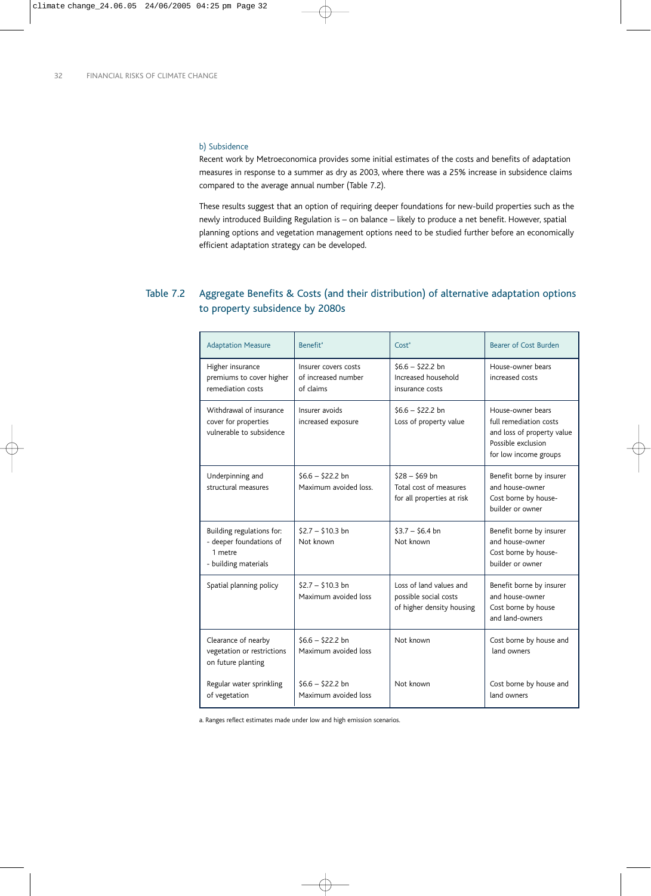### b) Subsidence

Recent work by Metroeconomica provides some initial estimates of the costs and benefits of adaptation measures in response to a summer as dry as 2003, where there was a 25% increase in subsidence claims compared to the average annual number (Table 7.2).

These results suggest that an option of requiring deeper foundations for new-build properties such as the newly introduced Building Regulation is – on balance – likely to produce a net benefit. However, spatial planning options and vegetation management options need to be studied further before an economically efficient adaptation strategy can be developed.

**Table 7.2 Aggregate Benefits & Costs (and their distribution) of alternative adaptation options to property subsidence by 2080s**

| Adaptation Measure | Benefit[a] | Cost[a] | Bearer of Cost Burden |
|---|---|---|---|
| Higher insurance premiums to cover higher remediation costs | Insurer covers costs of increased number of claims | \$6.6 – \$22.2 bn Increased household insurance costs | House-owner bears increased costs |
| Withdrawal of insurance cover for properties vulnerable to subsidence | Insurer avoids increased exposure | \$6.6 – \$22.2 bn Loss of property value | House-owner bears full remediation costs and loss of property value Possible exclusion for low income groups |
| Underpinning and structural measures | \$6.6 – \$22.2 bn Maximum avoided loss. | \$28 – \$69 bn Total cost of measures for all properties at risk | Benefit borne by insurer and house-owner Cost borne by house-builder or owner |
| Building regulations for: - deeper foundations of 1 metre - building materials | \$2.7 – \$10.3 bn Not known | \$3.7 – \$6.4 bn Not known | Benefit borne by insurer and house-owner Cost borne by house-builder or owner |
| Spatial planning policy | \$2.7 – \$10.3 bn Maximum avoided loss | Loss of land values and possible social costs of higher density housing | Benefit borne by insurer and house-owner Cost borne by house and land-owners |
| Clearance of nearby vegetation or restrictions on future planting | \$6.6 – \$22.2 bn Maximum avoided loss | Not known | Cost borne by house and land owners |
| Regular water sprinkling of vegetation | \$6.6 – \$22.2 bn Maximum avoided loss | Not known | Cost borne by house and land owners |

a. Ranges reflect estimates made under low and high emission scenarios.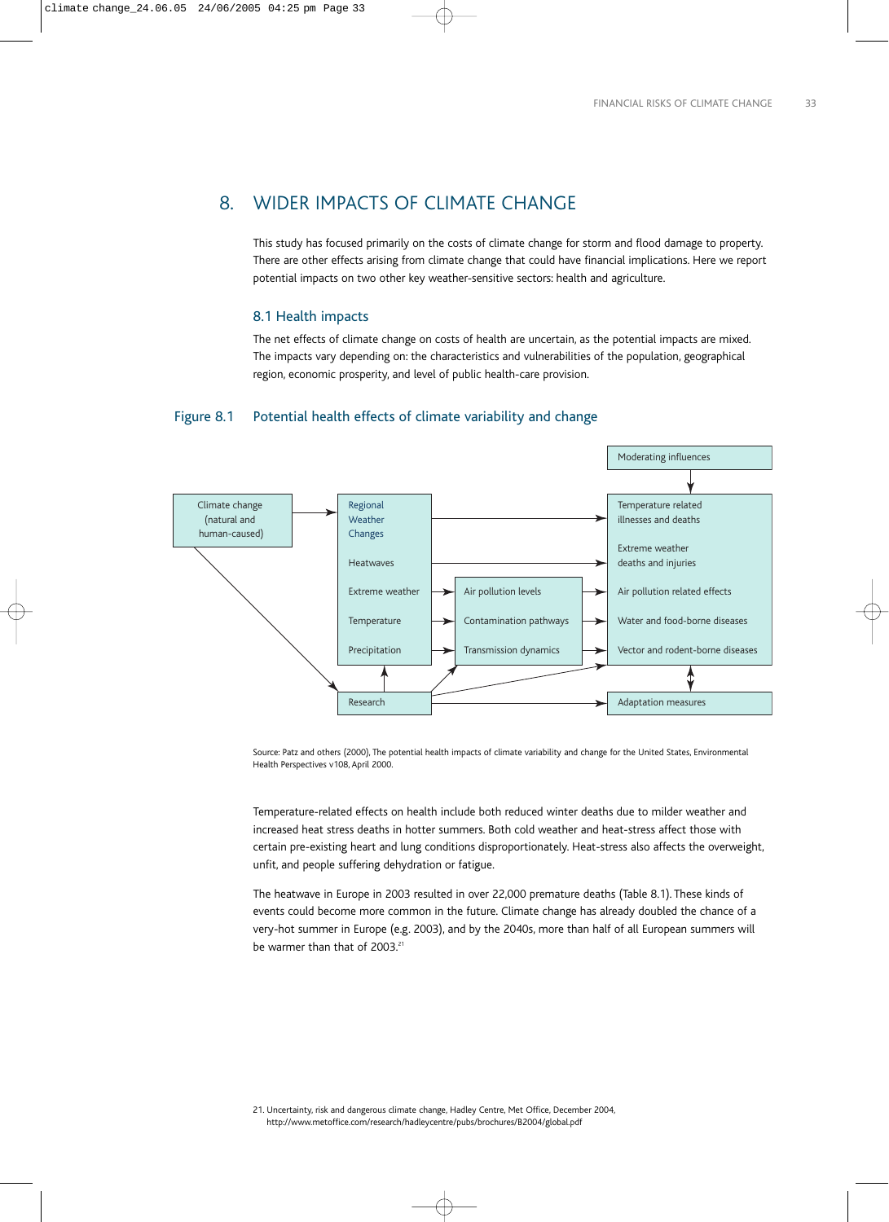# 8. WIDER IMPACTS OF CLIMATE CHANGE

This study has focused primarily on the costs of climate change for storm and flood damage to property. There are other effects arising from climate change that could have financial implications. Here we report potential impacts on two other key weather-sensitive sectors: health and agriculture.

## 8.1 Health impacts

The net effects of climate change on costs of health are uncertain, as the potential impacts are mixed. The impacts vary depending on: the characteristics and vulnerabilities of the population, geographical region, economic prosperity, and level of public health-care provision.

**Figure 8.1 Potential health effects of climate variability and change**

Climate change (natural and human-caused) → Regional Weather Changes: Heatwaves, Extreme weather, Temperature, Precipitation → Air pollution levels, Contamination pathways, Transmission dynamics → Temperature related illnesses and deaths; Extreme weather deaths and injuries; Air pollution related effects; Water and food-borne diseases; Vector and rodent-borne diseases

Moderating influences → health effects

Research → Regional Weather Changes; Research → Adaptation measures

Adaptation measures ↔ health effects

Source: Patz and others (2000), The potential health impacts of climate variability and change for the United States, Environmental Health Perspectives v108, April 2000.

Temperature-related effects on health include both reduced winter deaths due to milder weather and increased heat stress deaths in hotter summers. Both cold weather and heat-stress affect those with certain pre-existing heart and lung conditions disproportionately. Heat-stress also affects the overweight, unfit, and people suffering dehydration or fatigue.

The heatwave in Europe in 2003 resulted in over 22,000 premature deaths (Table 8.1). These kinds of events could become more common in the future. Climate change has already doubled the chance of a very-hot summer in Europe (e.g. 2003), and by the 2040s, more than half of all European summers will be warmer than that of 2003.[21]

21. Uncertainty, risk and dangerous climate change, Hadley Centre, Met Office, December 2004, http://www.metoffice.com/research/hadleycentre/pubs/brochures/B2004/global.pdf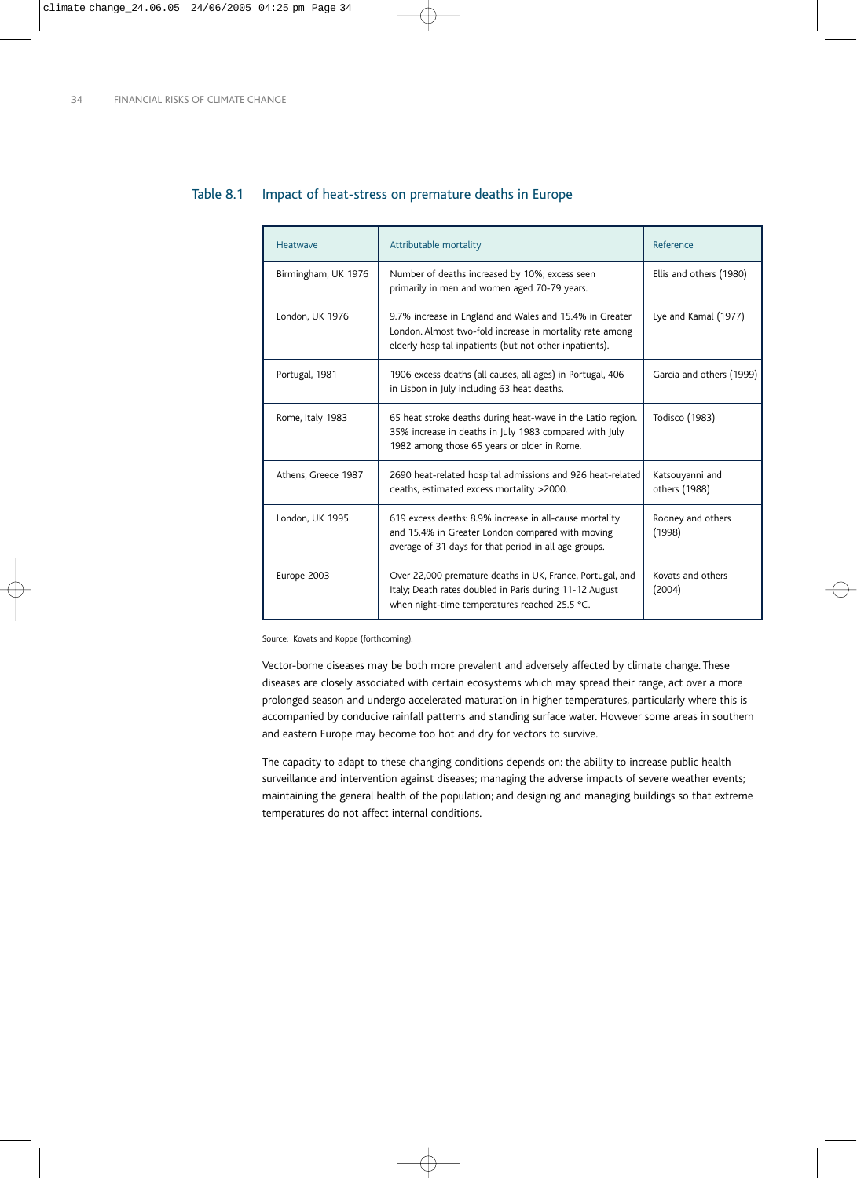### Table 8.1 Impact of heat-stress on premature deaths in Europe

| Heatwave | Attributable mortality | Reference |
|---|---|---|
| Birmingham, UK 1976 | Number of deaths increased by 10%; excess seen primarily in men and women aged 70-79 years. | Ellis and others (1980) |
| London, UK 1976 | 9.7% increase in England and Wales and 15.4% in Greater London. Almost two-fold increase in mortality rate among elderly hospital inpatients (but not other inpatients). | Lye and Kamal (1977) |
| Portugal, 1981 | 1906 excess deaths (all causes, all ages) in Portugal, 406 in Lisbon in July including 63 heat deaths. | Garcia and others (1999) |
| Rome, Italy 1983 | 65 heat stroke deaths during heat-wave in the Latio region. 35% increase in deaths in July 1983 compared with July 1982 among those 65 years or older in Rome. | Todisco (1983) |
| Athens, Greece 1987 | 2690 heat-related hospital admissions and 926 heat-related deaths, estimated excess mortality >2000. | Katsouyanni and others (1988) |
| London, UK 1995 | 619 excess deaths: 8.9% increase in all-cause mortality and 15.4% in Greater London compared with moving average of 31 days for that period in all age groups. | Rooney and others (1998) |
| Europe 2003 | Over 22,000 premature deaths in UK, France, Portugal, and Italy; Death rates doubled in Paris during 11-12 August when night-time temperatures reached 25.5 °C. | Kovats and others (2004) |

Source: Kovats and Koppe (forthcoming).

Vector-borne diseases may be both more prevalent and adversely affected by climate change. These diseases are closely associated with certain ecosystems which may spread their range, act over a more prolonged season and undergo accelerated maturation in higher temperatures, particularly where this is accompanied by conducive rainfall patterns and standing surface water. However some areas in southern and eastern Europe may become too hot and dry for vectors to survive.

The capacity to adapt to these changing conditions depends on: the ability to increase public health surveillance and intervention against diseases; managing the adverse impacts of severe weather events; maintaining the general health of the population; and designing and managing buildings so that extreme temperatures do not affect internal conditions.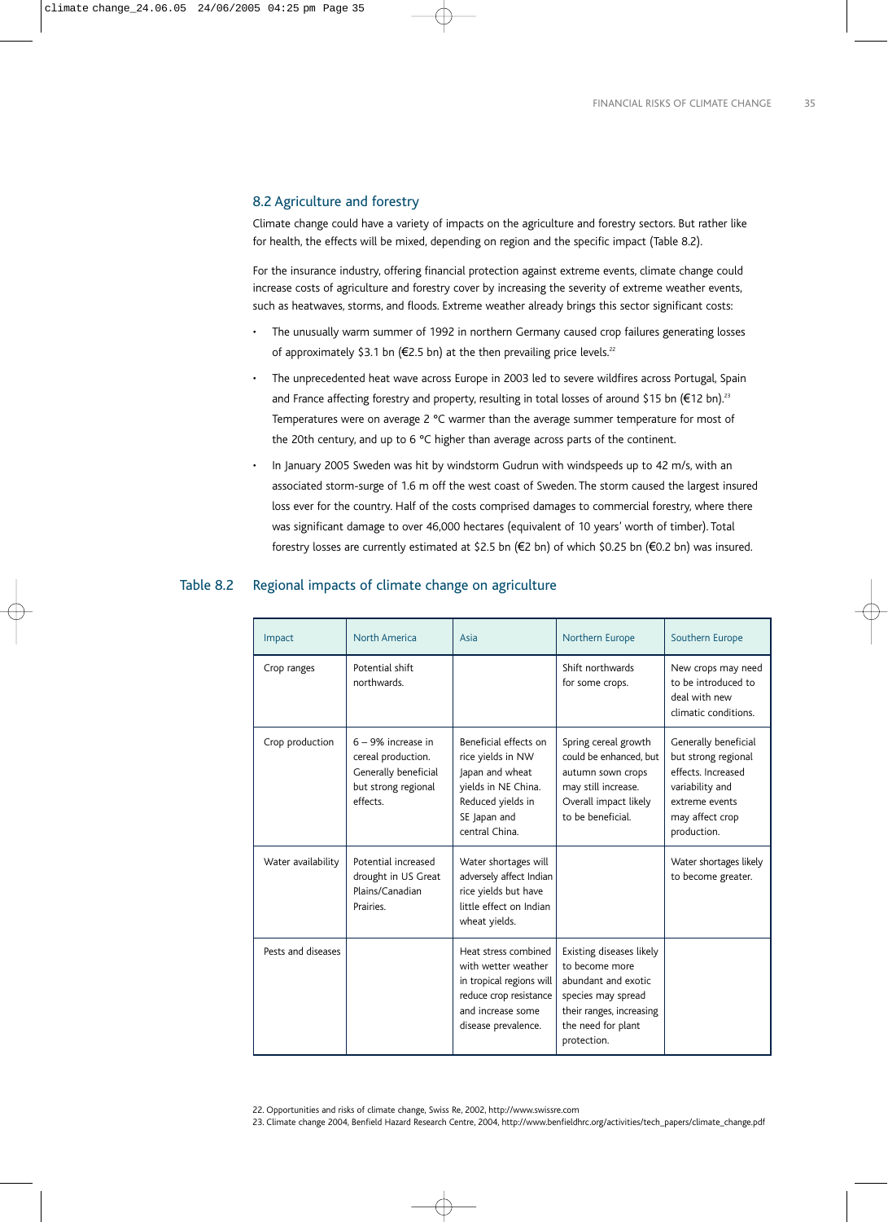## 8.2 Agriculture and forestry

Climate change could have a variety of impacts on the agriculture and forestry sectors. But rather like for health, the effects will be mixed, depending on region and the specific impact (Table 8.2).

For the insurance industry, offering financial protection against extreme events, climate change could increase costs of agriculture and forestry cover by increasing the severity of extreme weather events, such as heatwaves, storms, and floods. Extreme weather already brings this sector significant costs:

- The unusually warm summer of 1992 in northern Germany caused crop failures generating losses of approximately $3.1 bn (€2.5 bn) at the then prevailing price levels.[22]
- The unprecedented heat wave across Europe in 2003 led to severe wildfires across Portugal, Spain and France affecting forestry and property, resulting in total losses of around $15 bn (€12 bn).[23] Temperatures were on average 2 °C warmer than the average summer temperature for most of the 20th century, and up to 6 °C higher than average across parts of the continent.
- In January 2005 Sweden was hit by windstorm Gudrun with windspeeds up to 42 m/s, with an associated storm-surge of 1.6 m off the west coast of Sweden. The storm caused the largest insured loss ever for the country. Half of the costs comprised damages to commercial forestry, where there was significant damage to over 46,000 hectares (equivalent of 10 years' worth of timber). Total forestry losses are currently estimated at $2.5 bn (€2 bn) of which $0.25 bn (€0.2 bn) was insured.

### Table 8.2 Regional impacts of climate change on agriculture

| Impact | North America | Asia | Northern Europe | Southern Europe |
|---|---|---|---|---|
| Crop ranges | Potential shift northwards. | | Shift northwards for some crops. | New crops may need to be introduced to deal with new climatic conditions. |
| Crop production | 6 – 9% increase in cereal production. Generally beneficial but strong regional effects. | Beneficial effects on rice yields in NW Japan and wheat yields in NE China. Reduced yields in SE Japan and central China. | Spring cereal growth could be enhanced, but autumn sown crops may still increase. Overall impact likely to be beneficial. | Generally beneficial but strong regional effects. Increased variability and extreme events may affect crop production. |
| Water availability | Potential increased drought in US Great Plains/Canadian Prairies. | Water shortages will adversely affect Indian rice yields but have little effect on Indian wheat yields. | | Water shortages likely to become greater. |
| Pests and diseases | | Heat stress combined with wetter weather in tropical regions will reduce crop resistance and increase some disease prevalence. | Existing diseases likely to become more abundant and exotic species may spread their ranges, increasing the need for plant protection. | |

22. Opportunities and risks of climate change, Swiss Re, 2002, http://www.swissre.com

23. Climate change 2004, Benfield Hazard Research Centre, 2004, http://www.benfieldhrc.org/activities/tech_papers/climate_change.pdf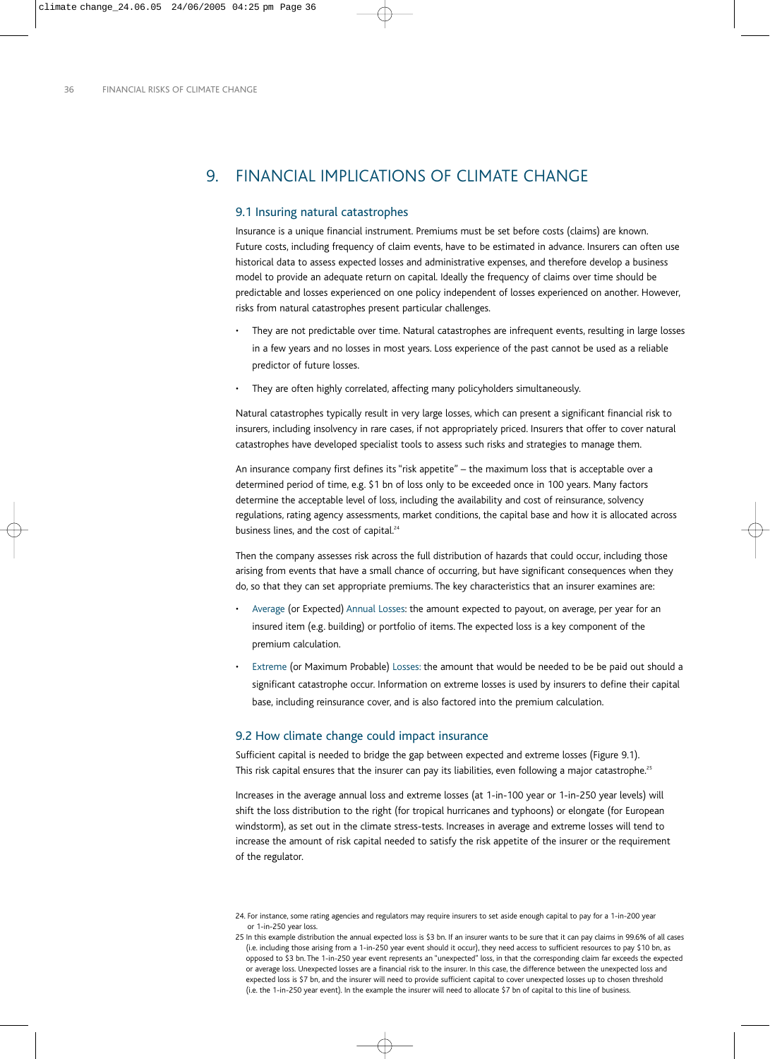# 9. FINANCIAL IMPLICATIONS OF CLIMATE CHANGE

## 9.1 Insuring natural catastrophes

Insurance is a unique financial instrument. Premiums must be set before costs (claims) are known. Future costs, including frequency of claim events, have to be estimated in advance. Insurers can often use historical data to assess expected losses and administrative expenses, and therefore develop a business model to provide an adequate return on capital. Ideally the frequency of claims over time should be predictable and losses experienced on one policy independent of losses experienced on another. However, risks from natural catastrophes present particular challenges.

- They are not predictable over time. Natural catastrophes are infrequent events, resulting in large losses in a few years and no losses in most years. Loss experience of the past cannot be used as a reliable predictor of future losses.
- They are often highly correlated, affecting many policyholders simultaneously.

Natural catastrophes typically result in very large losses, which can present a significant financial risk to insurers, including insolvency in rare cases, if not appropriately priced. Insurers that offer to cover natural catastrophes have developed specialist tools to assess such risks and strategies to manage them.

An insurance company first defines its "risk appetite" – the maximum loss that is acceptable over a determined period of time, e.g. \$1 bn of loss only to be exceeded once in 100 years. Many factors determine the acceptable level of loss, including the availability and cost of reinsurance, solvency regulations, rating agency assessments, market conditions, the capital base and how it is allocated across business lines, and the cost of capital.[24]

Then the company assesses risk across the full distribution of hazards that could occur, including those arising from events that have a small chance of occurring, but have significant consequences when they do, so that they can set appropriate premiums. The key characteristics that an insurer examines are:

- Average (or Expected) Annual Losses: the amount expected to payout, on average, per year for an insured item (e.g. building) or portfolio of items. The expected loss is a key component of the premium calculation.
- Extreme (or Maximum Probable) Losses: the amount that would be needed to be be paid out should a significant catastrophe occur. Information on extreme losses is used by insurers to define their capital base, including reinsurance cover, and is also factored into the premium calculation.

## 9.2 How climate change could impact insurance

Sufficient capital is needed to bridge the gap between expected and extreme losses (Figure 9.1). This risk capital ensures that the insurer can pay its liabilities, even following a major catastrophe.[25]

Increases in the average annual loss and extreme losses (at 1-in-100 year or 1-in-250 year levels) will shift the loss distribution to the right (for tropical hurricanes and typhoons) or elongate (for European windstorm), as set out in the climate stress-tests. Increases in average and extreme losses will tend to increase the amount of risk capital needed to satisfy the risk appetite of the insurer or the requirement of the regulator.

24. For instance, some rating agencies and regulators may require insurers to set aside enough capital to pay for a 1-in-200 year or 1-in-250 year loss.

25 In this example distribution the annual expected loss is \$3 bn. If an insurer wants to be sure that it can pay claims in 99.6% of all cases (i.e. including those arising from a 1-in-250 year event should it occur), they need access to sufficient resources to pay \$10 bn, as opposed to \$3 bn. The 1-in-250 year event represents an "unexpected" loss, in that the corresponding claim far exceeds the expected or average loss. Unexpected losses are a financial risk to the insurer. In this case, the difference between the unexpected loss and expected loss is \$7 bn, and the insurer will need to provide sufficient capital to cover unexpected losses up to chosen threshold (i.e. the 1-in-250 year event). In the example the insurer will need to allocate \$7 bn of capital to this line of business.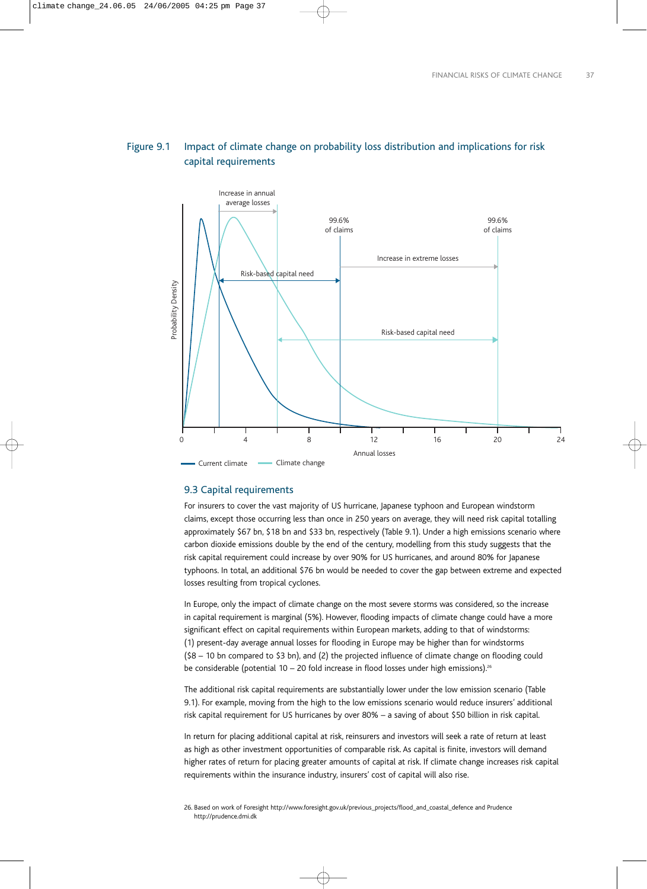Figure 9.1 Impact of climate change on probability loss distribution and implications for risk capital requirements

Increase in annual average losses

99.6% of claims

99.6% of claims

Increase in extreme losses

Risk-based capital need

Risk-based capital need

Probability Density

Annual losses

Current climate — Climate change

## 9.3 Capital requirements

For insurers to cover the vast majority of US hurricane, Japanese typhoon and European windstorm claims, except those occurring less than once in 250 years on average, they will need risk capital totalling approximately $67 bn, $18 bn and $33 bn, respectively (Table 9.1). Under a high emissions scenario where carbon dioxide emissions double by the end of the century, modelling from this study suggests that the risk capital requirement could increase by over 90% for US hurricanes, and around 80% for Japanese typhoons. In total, an additional $76 bn would be needed to cover the gap between extreme and expected losses resulting from tropical cyclones.

In Europe, only the impact of climate change on the most severe storms was considered, so the increase in capital requirement is marginal (5%). However, flooding impacts of climate change could have a more significant effect on capital requirements within European markets, adding to that of windstorms: (1) present-day average annual losses for flooding in Europe may be higher than for windstorms ($8 – 10 bn compared to $3 bn), and (2) the projected influence of climate change on flooding could be considerable (potential 10 – 20 fold increase in flood losses under high emissions).[26]

The additional risk capital requirements are substantially lower under the low emission scenario (Table 9.1). For example, moving from the high to the low emissions scenario would reduce insurers' additional risk capital requirement for US hurricanes by over 80% – a saving of about $50 billion in risk capital.

In return for placing additional capital at risk, reinsurers and investors will seek a rate of return at least as high as other investment opportunities of comparable risk. As capital is finite, investors will demand higher rates of return for placing greater amounts of capital at risk. If climate change increases risk capital requirements within the insurance industry, insurers' cost of capital will also rise.

26. Based on work of Foresight http://www.foresight.gov.uk/previous_projects/flood_and_coastal_defence and Prudence http://prudence.dmi.dk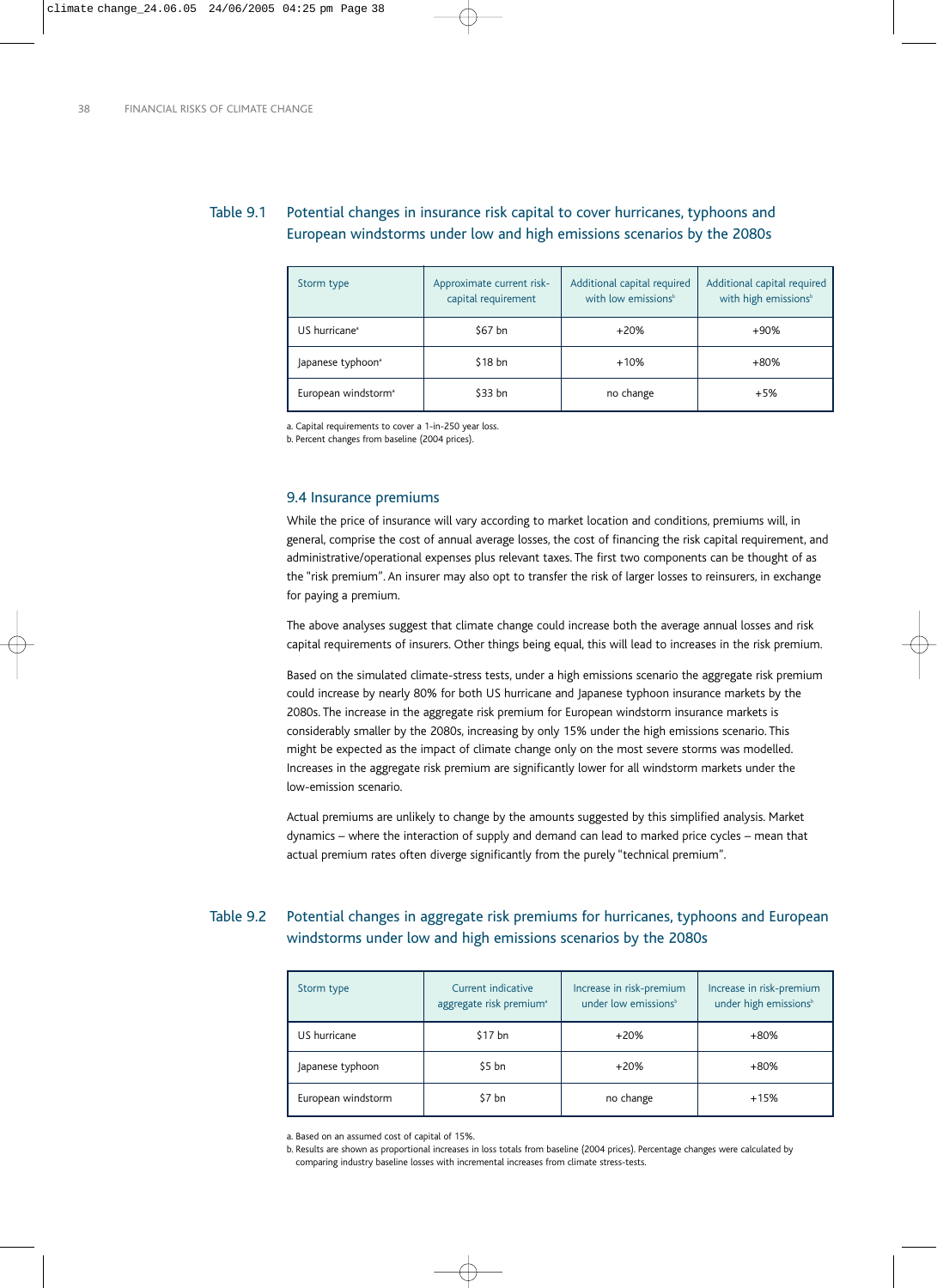Table 9.1 Potential changes in insurance risk capital to cover hurricanes, typhoons and European windstorms under low and high emissions scenarios by the 2080s

| Storm type | Approximate current risk-capital requirement | Additional capital required with low emissions[b] | Additional capital required with high emissions[b] |
|---|---|---|---|
| US hurricane[a] | $67 bn | +20% | +90% |
| Japanese typhoon[a] | $18 bn | +10% | +80% |
| European windstorm[a] | $33 bn | no change | +5% |

a. Capital requirements to cover a 1-in-250 year loss.
b. Percent changes from baseline (2004 prices).

## 9.4 Insurance premiums

While the price of insurance will vary according to market location and conditions, premiums will, in general, comprise the cost of annual average losses, the cost of financing the risk capital requirement, and administrative/operational expenses plus relevant taxes. The first two components can be thought of as the "risk premium". An insurer may also opt to transfer the risk of larger losses to reinsurers, in exchange for paying a premium.

The above analyses suggest that climate change could increase both the average annual losses and risk capital requirements of insurers. Other things being equal, this will lead to increases in the risk premium.

Based on the simulated climate-stress tests, under a high emissions scenario the aggregate risk premium could increase by nearly 80% for both US hurricane and Japanese typhoon insurance markets by the 2080s. The increase in the aggregate risk premium for European windstorm insurance markets is considerably smaller by the 2080s, increasing by only 15% under the high emissions scenario. This might be expected as the impact of climate change only on the most severe storms was modelled. Increases in the aggregate risk premium are significantly lower for all windstorm markets under the low-emission scenario.

Actual premiums are unlikely to change by the amounts suggested by this simplified analysis. Market dynamics – where the interaction of supply and demand can lead to marked price cycles – mean that actual premium rates often diverge significantly from the purely "technical premium".

Table 9.2 Potential changes in aggregate risk premiums for hurricanes, typhoons and European windstorms under low and high emissions scenarios by the 2080s

| Storm type | Current indicative aggregate risk premium[a] | Increase in risk-premium under low emissions[b] | Increase in risk-premium under high emissions[b] |
|---|---|---|---|
| US hurricane | $17 bn | +20% | +80% |
| Japanese typhoon | $5 bn | +20% | +80% |
| European windstorm | $7 bn | no change | +15% |

a. Based on an assumed cost of capital of 15%.
b. Results are shown as proportional increases in loss totals from baseline (2004 prices). Percentage changes were calculated by comparing industry baseline losses with incremental increases from climate stress-tests.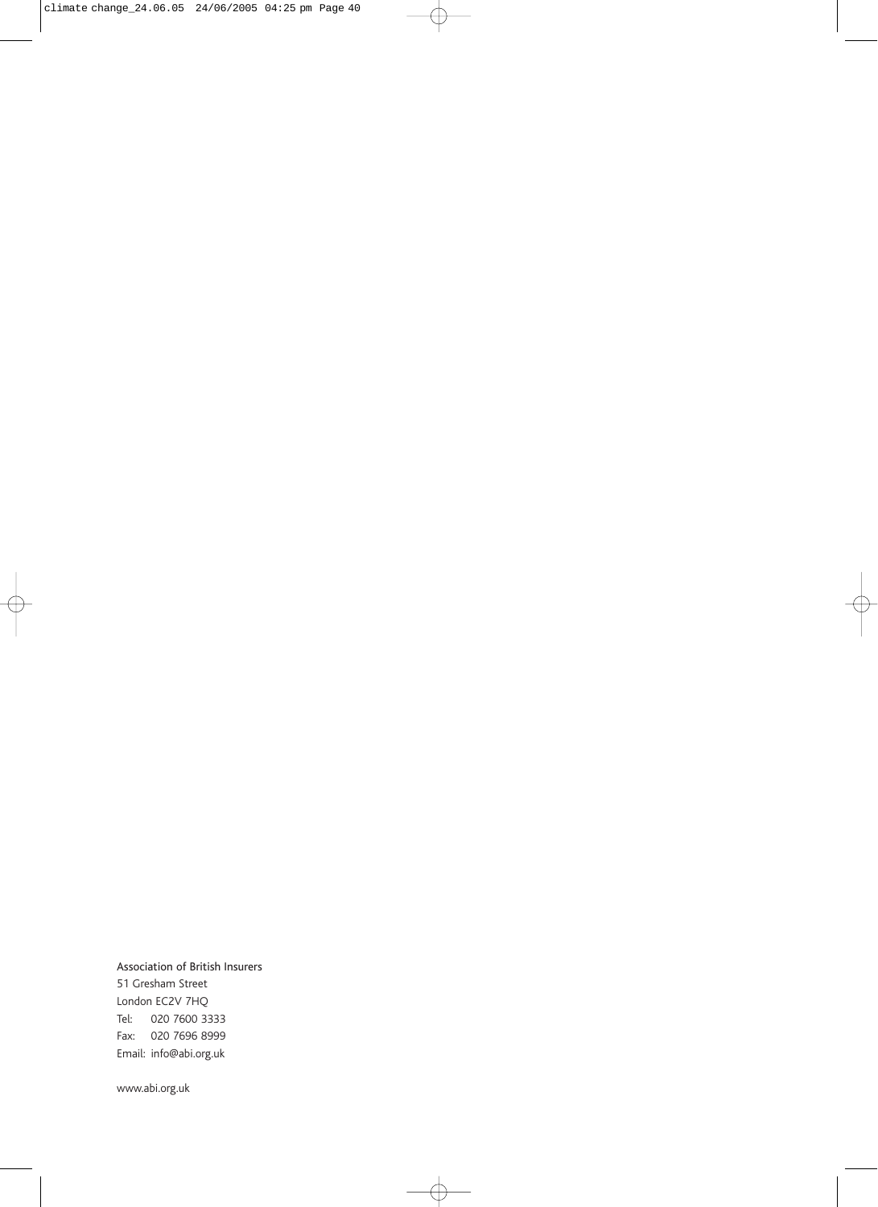Association of British Insurers
51 Gresham Street
London EC2V 7HQ
Tel: 020 7600 3333
Fax: 020 7696 8999
Email: info@abi.org.uk

www.abi.org.uk